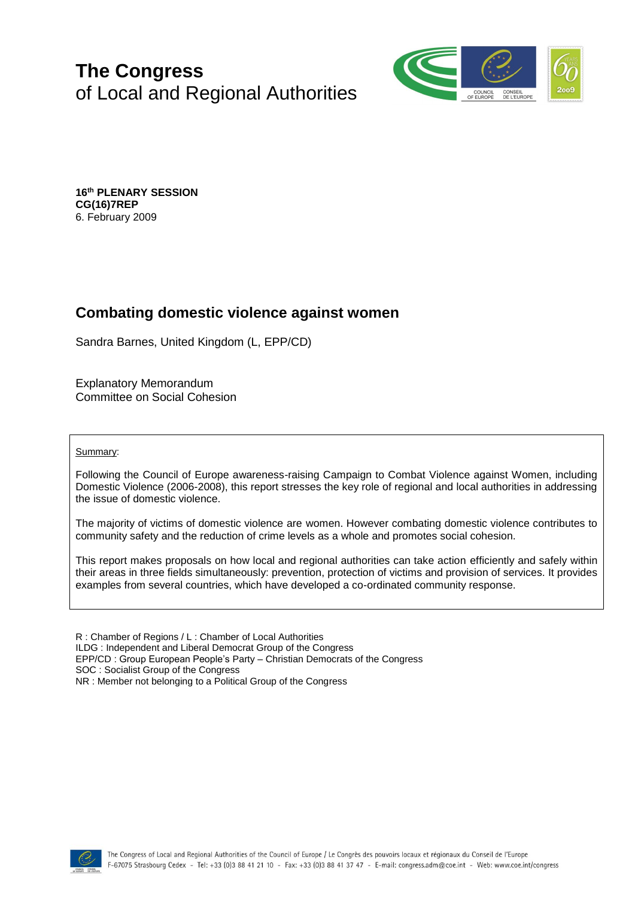# The Congress
of Local and Regional Authorities

**16th PLENARY SESSION**
**CG(16)7REP**
6. February 2009

## Combating domestic violence against women

Sandra Barnes, United Kingdom (L, EPP/CD)

Explanatory Memorandum
Committee on Social Cohesion

Summary:

Following the Council of Europe awareness-raising Campaign to Combat Violence against Women, including Domestic Violence (2006-2008), this report stresses the key role of regional and local authorities in addressing the issue of domestic violence.

The majority of victims of domestic violence are women. However combating domestic violence contributes to community safety and the reduction of crime levels as a whole and promotes social cohesion.

This report makes proposals on how local and regional authorities can take action efficiently and safely within their areas in three fields simultaneously: prevention, protection of victims and provision of services. It provides examples from several countries, which have developed a co-ordinated community response.

R : Chamber of Regions / L : Chamber of Local Authorities
ILDG : Independent and Liberal Democrat Group of the Congress
EPP/CD : Group European People's Party – Christian Democrats of the Congress
SOC : Socialist Group of the Congress
NR : Member not belonging to a Political Group of the Congress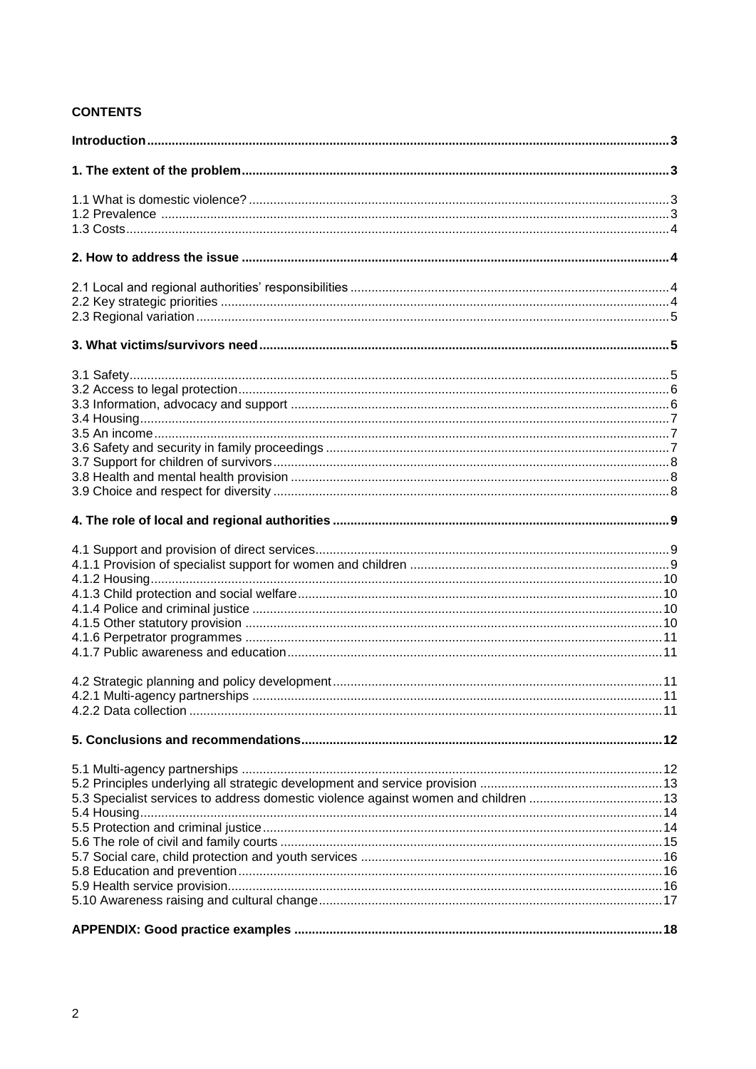**CONTENTS**

**Introduction** ........ 3

**1. The extent of the problem** ........ 3

1.1 What is domestic violence? ........ 3
1.2 Prevalence ........ 3
1.3 Costs ........ 4

**2. How to address the issue** ........ 4

2.1 Local and regional authorities' responsibilities ........ 4
2.2 Key strategic priorities ........ 4
2.3 Regional variation ........ 5

**3. What victims/survivors need** ........ 5

3.1 Safety ........ 5
3.2 Access to legal protection ........ 6
3.3 Information, advocacy and support ........ 6
3.4 Housing ........ 7
3.5 An income ........ 7
3.6 Safety and security in family proceedings ........ 7
3.7 Support for children of survivors ........ 8
3.8 Health and mental health provision ........ 8
3.9 Choice and respect for diversity ........ 8

**4. The role of local and regional authorities** ........ 9

4.1 Support and provision of direct services ........ 9
4.1.1 Provision of specialist support for women and children ........ 9
4.1.2 Housing ........ 10
4.1.3 Child protection and social welfare ........ 10
4.1.4 Police and criminal justice ........ 10
4.1.5 Other statutory provision ........ 10
4.1.6 Perpetrator programmes ........ 11
4.1.7 Public awareness and education ........ 11

4.2 Strategic planning and policy development ........ 11
4.2.1 Multi-agency partnerships ........ 11
4.2.2 Data collection ........ 11

**5. Conclusions and recommendations** ........ 12

5.1 Multi-agency partnerships ........ 12
5.2 Principles underlying all strategic development and service provision ........ 13
5.3 Specialist services to address domestic violence against women and children ........ 13
5.4 Housing ........ 14
5.5 Protection and criminal justice ........ 14
5.6 The role of civil and family courts ........ 15
5.7 Social care, child protection and youth services ........ 16
5.8 Education and prevention ........ 16
5.9 Health service provision ........ 16
5.10 Awareness raising and cultural change ........ 17

**APPENDIX: Good practice examples** ........ 18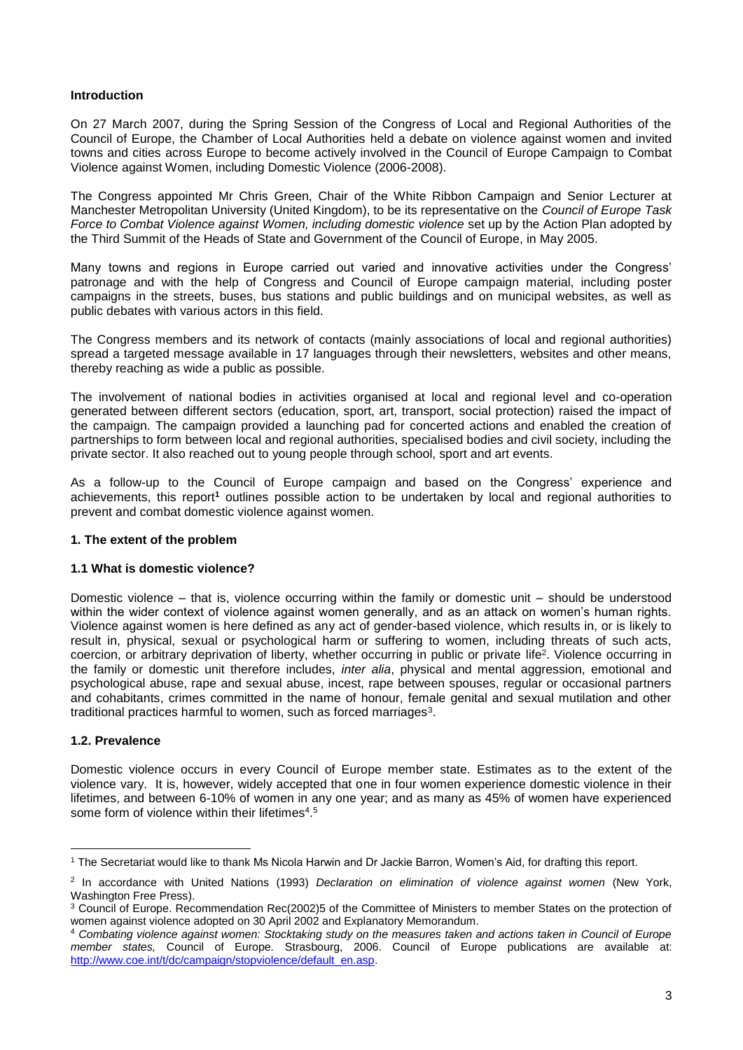**Introduction**

On 27 March 2007, during the Spring Session of the Congress of Local and Regional Authorities of the Council of Europe, the Chamber of Local Authorities held a debate on violence against women and invited towns and cities across Europe to become actively involved in the Council of Europe Campaign to Combat Violence against Women, including Domestic Violence (2006-2008).

The Congress appointed Mr Chris Green, Chair of the White Ribbon Campaign and Senior Lecturer at Manchester Metropolitan University (United Kingdom), to be its representative on the *Council of Europe Task Force to Combat Violence against Women, including domestic violence* set up by the Action Plan adopted by the Third Summit of the Heads of State and Government of the Council of Europe, in May 2005.

Many towns and regions in Europe carried out varied and innovative activities under the Congress' patronage and with the help of Congress and Council of Europe campaign material, including poster campaigns in the streets, buses, bus stations and public buildings and on municipal websites, as well as public debates with various actors in this field.

The Congress members and its network of contacts (mainly associations of local and regional authorities) spread a targeted message available in 17 languages through their newsletters, websites and other means, thereby reaching as wide a public as possible.

The involvement of national bodies in activities organised at local and regional level and co-operation generated between different sectors (education, sport, art, transport, social protection) raised the impact of the campaign. The campaign provided a launching pad for concerted actions and enabled the creation of partnerships to form between local and regional authorities, specialised bodies and civil society, including the private sector. It also reached out to young people through school, sport and art events.

As a follow-up to the Council of Europe campaign and based on the Congress' experience and achievements, this report[1] outlines possible action to be undertaken by local and regional authorities to prevent and combat domestic violence against women.

## 1. The extent of the problem

### 1.1 What is domestic violence?

Domestic violence – that is, violence occurring within the family or domestic unit – should be understood within the wider context of violence against women generally, and as an attack on women's human rights. Violence against women is here defined as any act of gender-based violence, which results in, or is likely to result in, physical, sexual or psychological harm or suffering to women, including threats of such acts, coercion, or arbitrary deprivation of liberty, whether occurring in public or private life[2]. Violence occurring in the family or domestic unit therefore includes, *inter alia*, physical and mental aggression, emotional and psychological abuse, rape and sexual abuse, incest, rape between spouses, regular or occasional partners and cohabitants, crimes committed in the name of honour, female genital and sexual mutilation and other traditional practices harmful to women, such as forced marriages[3].

### 1.2. Prevalence

Domestic violence occurs in every Council of Europe member state. Estimates as to the extent of the violence vary. It is, however, widely accepted that one in four women experience domestic violence in their lifetimes, and between 6-10% of women in any one year; and as many as 45% of women have experienced some form of violence within their lifetimes[4].[5]

---

[1] The Secretariat would like to thank Ms Nicola Harwin and Dr Jackie Barron, Women's Aid, for drafting this report.

[2] In accordance with United Nations (1993) *Declaration on elimination of violence against women* (New York, Washington Free Press).

[3] Council of Europe. Recommendation Rec(2002)5 of the Committee of Ministers to member States on the protection of women against violence adopted on 30 April 2002 and Explanatory Memorandum.

[4] *Combating violence against women: Stocktaking study on the measures taken and actions taken in Council of Europe member states,* Council of Europe. Strasbourg, 2006. Council of Europe publications are available at: http://www.coe.int/t/dc/campaign/stopviolence/default_en.asp.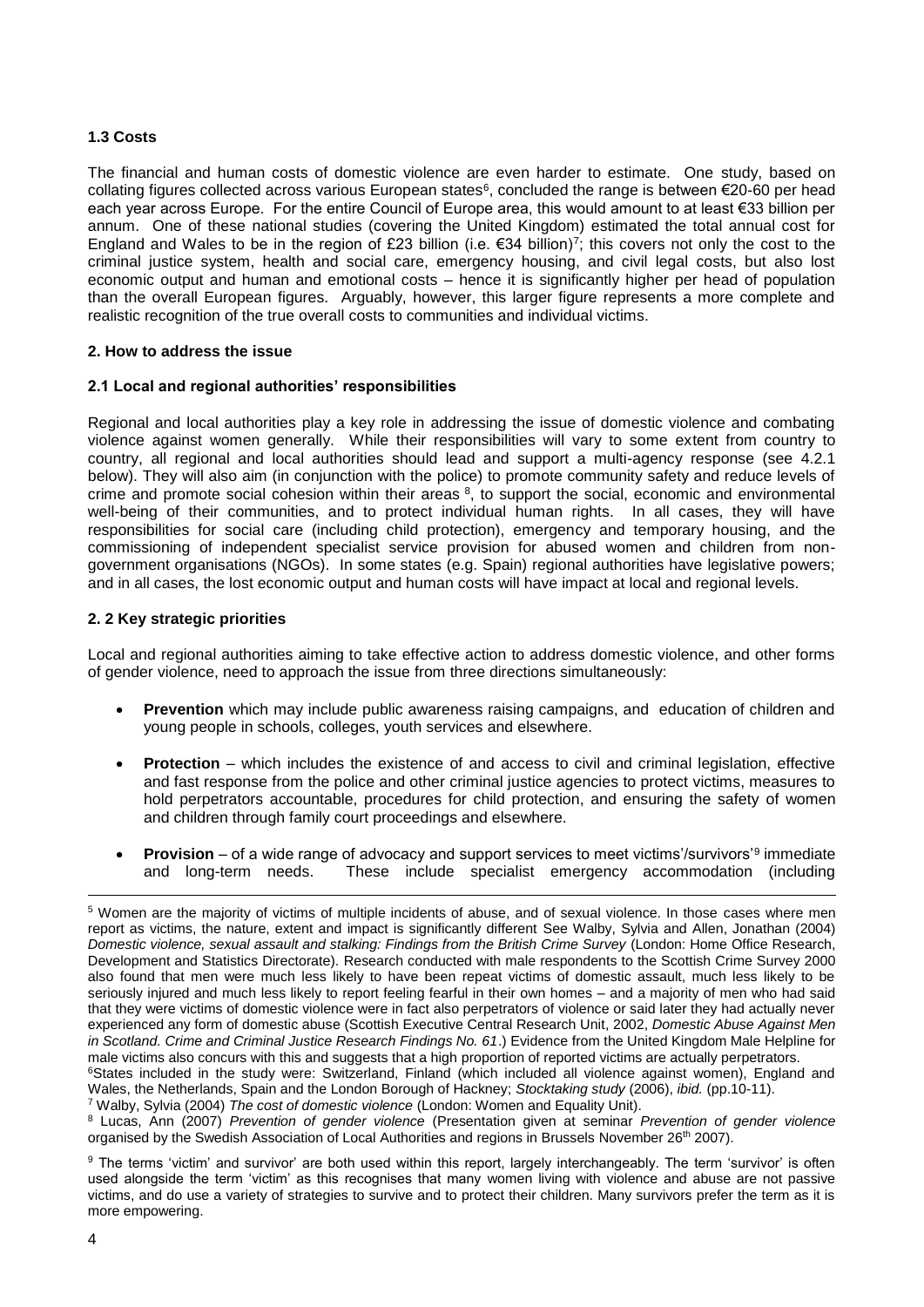### 1.3 Costs

The financial and human costs of domestic violence are even harder to estimate. One study, based on collating figures collected across various European states[6], concluded the range is between €20-60 per head each year across Europe. For the entire Council of Europe area, this would amount to at least €33 billion per annum. One of these national studies (covering the United Kingdom) estimated the total annual cost for England and Wales to be in the region of £23 billion (i.e. €34 billion)[7]; this covers not only the cost to the criminal justice system, health and social care, emergency housing, and civil legal costs, but also lost economic output and human and emotional costs – hence it is significantly higher per head of population than the overall European figures. Arguably, however, this larger figure represents a more complete and realistic recognition of the true overall costs to communities and individual victims.

### 2. How to address the issue

### 2.1 Local and regional authorities' responsibilities

Regional and local authorities play a key role in addressing the issue of domestic violence and combating violence against women generally. While their responsibilities will vary to some extent from country to country, all regional and local authorities should lead and support a multi-agency response (see 4.2.1 below). They will also aim (in conjunction with the police) to promote community safety and reduce levels of crime and promote social cohesion within their areas [8], to support the social, economic and environmental well-being of their communities, and to protect individual human rights. In all cases, they will have responsibilities for social care (including child protection), emergency and temporary housing, and the commissioning of independent specialist service provision for abused women and children from non-government organisations (NGOs). In some states (e.g. Spain) regional authorities have legislative powers; and in all cases, the lost economic output and human costs will have impact at local and regional levels.

### 2. 2 Key strategic priorities

Local and regional authorities aiming to take effective action to address domestic violence, and other forms of gender violence, need to approach the issue from three directions simultaneously:

- **Prevention** which may include public awareness raising campaigns, and education of children and young people in schools, colleges, youth services and elsewhere.
- **Protection** – which includes the existence of and access to civil and criminal legislation, effective and fast response from the police and other criminal justice agencies to protect victims, measures to hold perpetrators accountable, procedures for child protection, and ensuring the safety of women and children through family court proceedings and elsewhere.
- **Provision** – of a wide range of advocacy and support services to meet victims'/survivors'[9] immediate and long-term needs. These include specialist emergency accommodation (including

---

[5] Women are the majority of victims of multiple incidents of abuse, and of sexual violence. In those cases where men report as victims, the nature, extent and impact is significantly different See Walby, Sylvia and Allen, Jonathan (2004) *Domestic violence, sexual assault and stalking: Findings from the British Crime Survey* (London: Home Office Research, Development and Statistics Directorate). Research conducted with male respondents to the Scottish Crime Survey 2000 also found that men were much less likely to have been repeat victims of domestic assault, much less likely to be seriously injured and much less likely to report feeling fearful in their own homes – and a majority of men who had said that they were victims of domestic violence were in fact also perpetrators of violence or said later they had actually never experienced any form of domestic abuse (Scottish Executive Central Research Unit, 2002, *Domestic Abuse Against Men in Scotland. Crime and Criminal Justice Research Findings No. 61*.) Evidence from the United Kingdom Male Helpline for male victims also concurs with this and suggests that a high proportion of reported victims are actually perpetrators.

[6] States included in the study were: Switzerland, Finland (which included all violence against women), England and Wales, the Netherlands, Spain and the London Borough of Hackney; *Stocktaking study* (2006), *ibid.* (pp.10-11).

[7] Walby, Sylvia (2004) *The cost of domestic violence* (London: Women and Equality Unit).

[8] Lucas, Ann (2007) *Prevention of gender violence* (Presentation given at seminar *Prevention of gender violence* organised by the Swedish Association of Local Authorities and regions in Brussels November 26th 2007).

[9] The terms 'victim' and survivor' are both used within this report, largely interchangeably. The term 'survivor' is often used alongside the term 'victim' as this recognises that many women living with violence and abuse are not passive victims, and do use a variety of strategies to survive and to protect their children. Many survivors prefer the term as it is more empowering.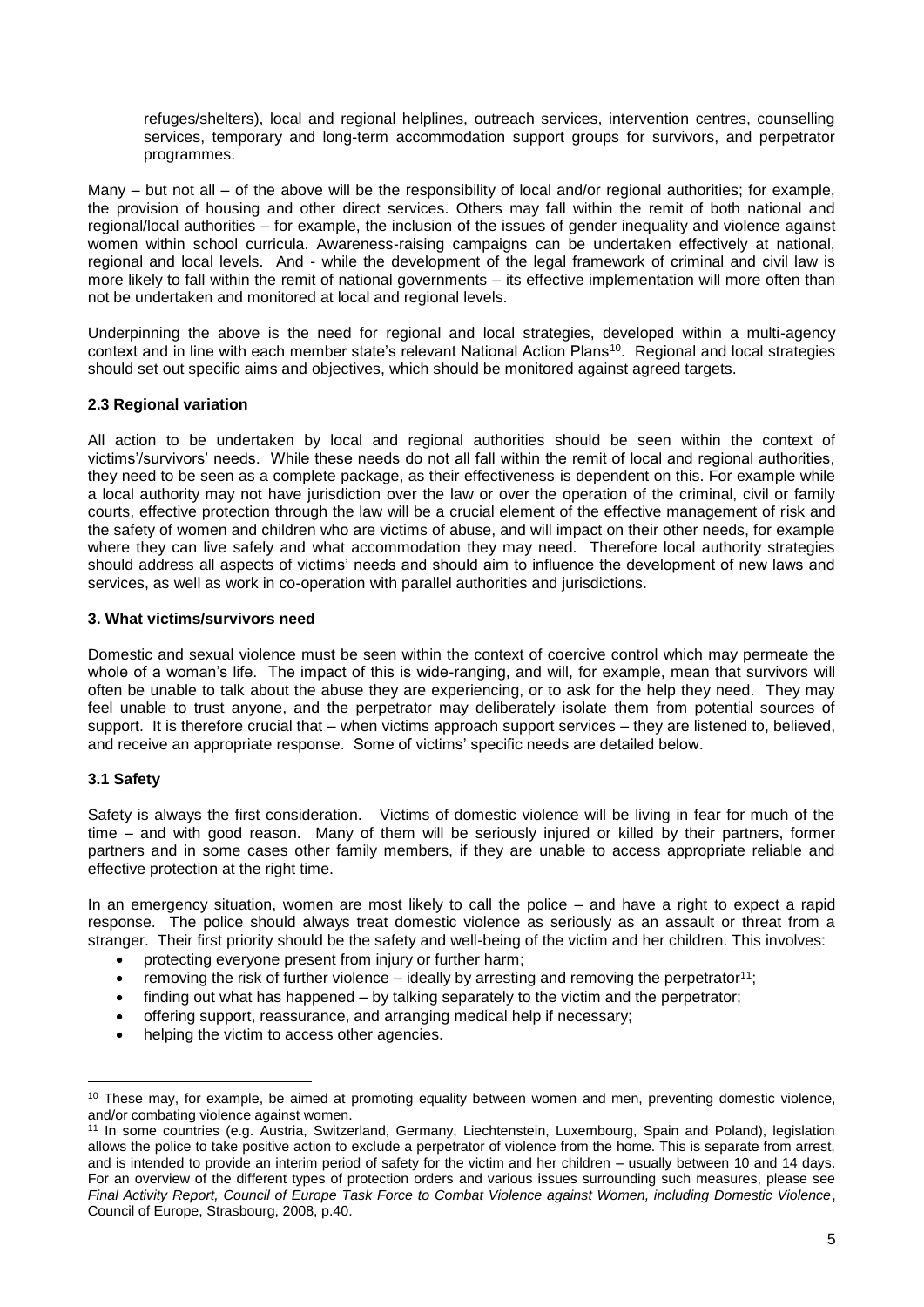refuges/shelters), local and regional helplines, outreach services, intervention centres, counselling services, temporary and long-term accommodation support groups for survivors, and perpetrator programmes.

Many – but not all – of the above will be the responsibility of local and/or regional authorities; for example, the provision of housing and other direct services. Others may fall within the remit of both national and regional/local authorities – for example, the inclusion of the issues of gender inequality and violence against women within school curricula. Awareness-raising campaigns can be undertaken effectively at national, regional and local levels. And - while the development of the legal framework of criminal and civil law is more likely to fall within the remit of national governments – its effective implementation will more often than not be undertaken and monitored at local and regional levels.

Underpinning the above is the need for regional and local strategies, developed within a multi-agency context and in line with each member state's relevant National Action Plans[10]. Regional and local strategies should set out specific aims and objectives, which should be monitored against agreed targets.

### 2.3 Regional variation

All action to be undertaken by local and regional authorities should be seen within the context of victims'/survivors' needs. While these needs do not all fall within the remit of local and regional authorities, they need to be seen as a complete package, as their effectiveness is dependent on this. For example while a local authority may not have jurisdiction over the law or over the operation of the criminal, civil or family courts, effective protection through the law will be a crucial element of the effective management of risk and the safety of women and children who are victims of abuse, and will impact on their other needs, for example where they can live safely and what accommodation they may need. Therefore local authority strategies should address all aspects of victims' needs and should aim to influence the development of new laws and services, as well as work in co-operation with parallel authorities and jurisdictions.

## 3. What victims/survivors need

Domestic and sexual violence must be seen within the context of coercive control which may permeate the whole of a woman's life. The impact of this is wide-ranging, and will, for example, mean that survivors will often be unable to talk about the abuse they are experiencing, or to ask for the help they need. They may feel unable to trust anyone, and the perpetrator may deliberately isolate them from potential sources of support. It is therefore crucial that – when victims approach support services – they are listened to, believed, and receive an appropriate response. Some of victims' specific needs are detailed below.

### 3.1 Safety

Safety is always the first consideration. Victims of domestic violence will be living in fear for much of the time – and with good reason. Many of them will be seriously injured or killed by their partners, former partners and in some cases other family members, if they are unable to access appropriate reliable and effective protection at the right time.

In an emergency situation, women are most likely to call the police – and have a right to expect a rapid response. The police should always treat domestic violence as seriously as an assault or threat from a stranger. Their first priority should be the safety and well-being of the victim and her children. This involves:

- protecting everyone present from injury or further harm;
- removing the risk of further violence – ideally by arresting and removing the perpetrator[11];
- finding out what has happened – by talking separately to the victim and the perpetrator;
- offering support, reassurance, and arranging medical help if necessary;
- helping the victim to access other agencies.

---

[10] These may, for example, be aimed at promoting equality between women and men, preventing domestic violence, and/or combating violence against women.

[11] In some countries (e.g. Austria, Switzerland, Germany, Liechtenstein, Luxembourg, Spain and Poland), legislation allows the police to take positive action to exclude a perpetrator of violence from the home. This is separate from arrest, and is intended to provide an interim period of safety for the victim and her children – usually between 10 and 14 days. For an overview of the different types of protection orders and various issues surrounding such measures, please see *Final Activity Report, Council of Europe Task Force to Combat Violence against Women, including Domestic Violence*, Council of Europe, Strasbourg, 2008, p.40.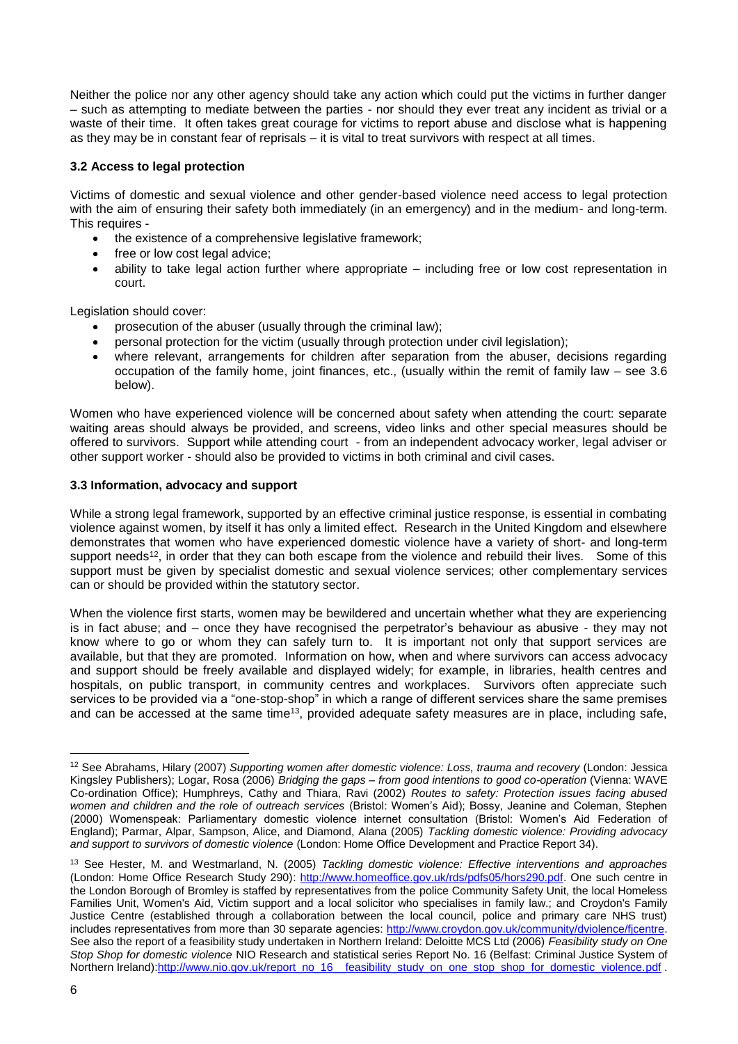Neither the police nor any other agency should take any action which could put the victims in further danger – such as attempting to mediate between the parties - nor should they ever treat any incident as trivial or a waste of their time. It often takes great courage for victims to report abuse and disclose what is happening as they may be in constant fear of reprisals – it is vital to treat survivors with respect at all times.

### 3.2 Access to legal protection

Victims of domestic and sexual violence and other gender-based violence need access to legal protection with the aim of ensuring their safety both immediately (in an emergency) and in the medium- and long-term. This requires -

- the existence of a comprehensive legislative framework;
- free or low cost legal advice;
- ability to take legal action further where appropriate – including free or low cost representation in court.

Legislation should cover:

- prosecution of the abuser (usually through the criminal law);
- personal protection for the victim (usually through protection under civil legislation);
- where relevant, arrangements for children after separation from the abuser, decisions regarding occupation of the family home, joint finances, etc., (usually within the remit of family law – see 3.6 below).

Women who have experienced violence will be concerned about safety when attending the court: separate waiting areas should always be provided, and screens, video links and other special measures should be offered to survivors. Support while attending court - from an independent advocacy worker, legal adviser or other support worker - should also be provided to victims in both criminal and civil cases.

### 3.3 Information, advocacy and support

While a strong legal framework, supported by an effective criminal justice response, is essential in combating violence against women, by itself it has only a limited effect. Research in the United Kingdom and elsewhere demonstrates that women who have experienced domestic violence have a variety of short- and long-term support needs[12], in order that they can both escape from the violence and rebuild their lives. Some of this support must be given by specialist domestic and sexual violence services; other complementary services can or should be provided within the statutory sector.

When the violence first starts, women may be bewildered and uncertain whether what they are experiencing is in fact abuse; and – once they have recognised the perpetrator's behaviour as abusive - they may not know where to go or whom they can safely turn to. It is important not only that support services are available, but that they are promoted. Information on how, when and where survivors can access advocacy and support should be freely available and displayed widely; for example, in libraries, health centres and hospitals, on public transport, in community centres and workplaces. Survivors often appreciate such services to be provided via a "one-stop-shop" in which a range of different services share the same premises and can be accessed at the same time[13], provided adequate safety measures are in place, including safe,

---

[12] See Abrahams, Hilary (2007) *Supporting women after domestic violence: Loss, trauma and recovery* (London: Jessica Kingsley Publishers); Logar, Rosa (2006) *Bridging the gaps – from good intentions to good co-operation* (Vienna: WAVE Co-ordination Office); Humphreys, Cathy and Thiara, Ravi (2002) *Routes to safety: Protection issues facing abused women and children and the role of outreach services* (Bristol: Women's Aid); Bossy, Jeanine and Coleman, Stephen (2000) Womenspeak: Parliamentary domestic violence internet consultation (Bristol: Women's Aid Federation of England); Parmar, Alpar, Sampson, Alice, and Diamond, Alana (2005) *Tackling domestic violence: Providing advocacy and support to survivors of domestic violence* (London: Home Office Development and Practice Report 34).

[13] See Hester, M. and Westmarland, N. (2005) *Tackling domestic violence: Effective interventions and approaches* (London: Home Office Research Study 290): http://www.homeoffice.gov.uk/rds/pdfs05/hors290.pdf. One such centre in the London Borough of Bromley is staffed by representatives from the police Community Safety Unit, the local Homeless Families Unit, Women's Aid, Victim support and a local solicitor who specialises in family law.; and Croydon's Family Justice Centre (established through a collaboration between the local council, police and primary care NHS trust) includes representatives from more than 30 separate agencies: http://www.croydon.gov.uk/community/dviolence/fjcentre. See also the report of a feasibility study undertaken in Northern Ireland: Deloitte MCS Ltd (2006) *Feasibility study on One Stop Shop for domestic violence* NIO Research and statistical series Report No. 16 (Belfast: Criminal Justice System of Northern Ireland):http://www.nio.gov.uk/report_no_16__feasibility_study_on_one_stop_shop_for_domestic_violence.pdf .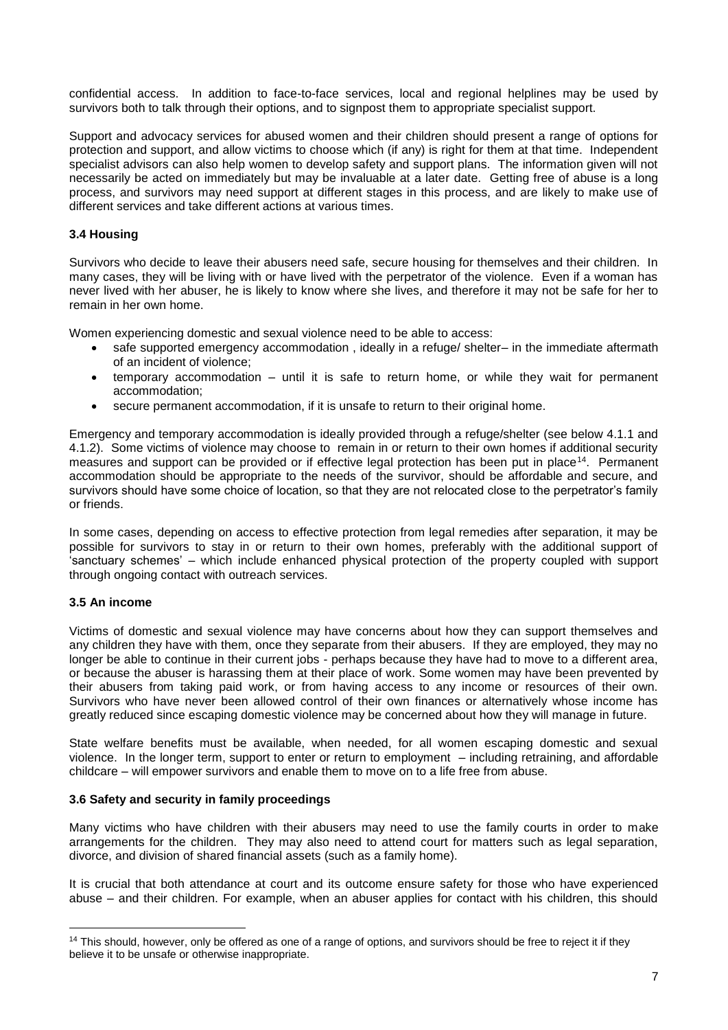confidential access. In addition to face-to-face services, local and regional helplines may be used by survivors both to talk through their options, and to signpost them to appropriate specialist support.

Support and advocacy services for abused women and their children should present a range of options for protection and support, and allow victims to choose which (if any) is right for them at that time. Independent specialist advisors can also help women to develop safety and support plans. The information given will not necessarily be acted on immediately but may be invaluable at a later date. Getting free of abuse is a long process, and survivors may need support at different stages in this process, and are likely to make use of different services and take different actions at various times.

### 3.4 Housing

Survivors who decide to leave their abusers need safe, secure housing for themselves and their children. In many cases, they will be living with or have lived with the perpetrator of the violence. Even if a woman has never lived with her abuser, he is likely to know where she lives, and therefore it may not be safe for her to remain in her own home.

Women experiencing domestic and sexual violence need to be able to access:

- safe supported emergency accommodation , ideally in a refuge/ shelter– in the immediate aftermath of an incident of violence;
- temporary accommodation – until it is safe to return home, or while they wait for permanent accommodation;
- secure permanent accommodation, if it is unsafe to return to their original home.

Emergency and temporary accommodation is ideally provided through a refuge/shelter (see below 4.1.1 and 4.1.2). Some victims of violence may choose to remain in or return to their own homes if additional security measures and support can be provided or if effective legal protection has been put in place[14]. Permanent accommodation should be appropriate to the needs of the survivor, should be affordable and secure, and survivors should have some choice of location, so that they are not relocated close to the perpetrator's family or friends.

In some cases, depending on access to effective protection from legal remedies after separation, it may be possible for survivors to stay in or return to their own homes, preferably with the additional support of 'sanctuary schemes' – which include enhanced physical protection of the property coupled with support through ongoing contact with outreach services.

### 3.5 An income

Victims of domestic and sexual violence may have concerns about how they can support themselves and any children they have with them, once they separate from their abusers. If they are employed, they may no longer be able to continue in their current jobs - perhaps because they have had to move to a different area, or because the abuser is harassing them at their place of work. Some women may have been prevented by their abusers from taking paid work, or from having access to any income or resources of their own. Survivors who have never been allowed control of their own finances or alternatively whose income has greatly reduced since escaping domestic violence may be concerned about how they will manage in future.

State welfare benefits must be available, when needed, for all women escaping domestic and sexual violence. In the longer term, support to enter or return to employment – including retraining, and affordable childcare – will empower survivors and enable them to move on to a life free from abuse.

### 3.6 Safety and security in family proceedings

Many victims who have children with their abusers may need to use the family courts in order to make arrangements for the children. They may also need to attend court for matters such as legal separation, divorce, and division of shared financial assets (such as a family home).

It is crucial that both attendance at court and its outcome ensure safety for those who have experienced abuse – and their children. For example, when an abuser applies for contact with his children, this should

---

[14] This should, however, only be offered as one of a range of options, and survivors should be free to reject it if they believe it to be unsafe or otherwise inappropriate.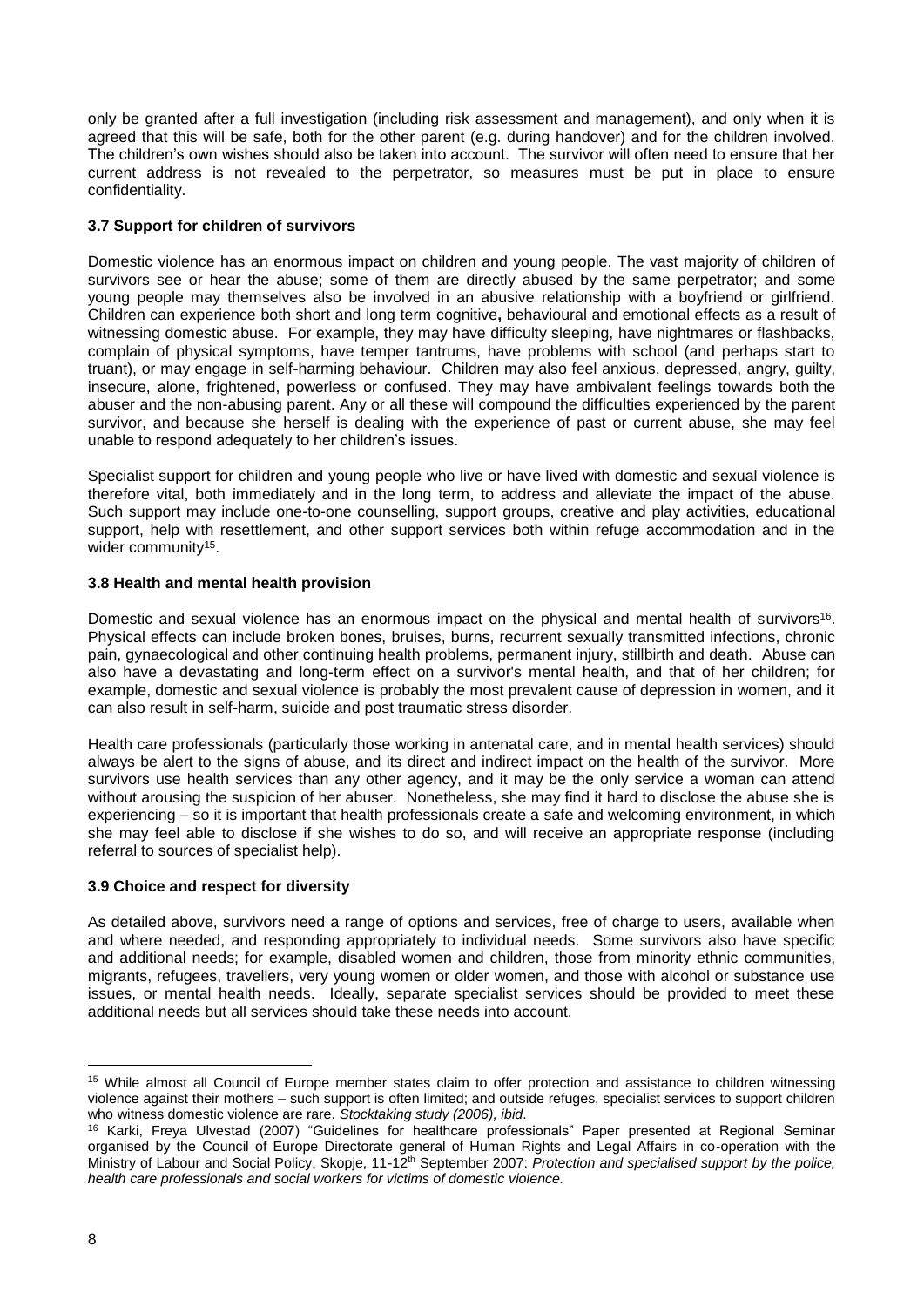only be granted after a full investigation (including risk assessment and management), and only when it is agreed that this will be safe, both for the other parent (e.g. during handover) and for the children involved. The children's own wishes should also be taken into account. The survivor will often need to ensure that her current address is not revealed to the perpetrator, so measures must be put in place to ensure confidentiality.

### 3.7 Support for children of survivors

Domestic violence has an enormous impact on children and young people. The vast majority of children of survivors see or hear the abuse; some of them are directly abused by the same perpetrator; and some young people may themselves also be involved in an abusive relationship with a boyfriend or girlfriend. Children can experience both short and long term cognitive**,** behavioural and emotional effects as a result of witnessing domestic abuse. For example, they may have difficulty sleeping, have nightmares or flashbacks, complain of physical symptoms, have temper tantrums, have problems with school (and perhaps start to truant), or may engage in self-harming behaviour. Children may also feel anxious, depressed, angry, guilty, insecure, alone, frightened, powerless or confused. They may have ambivalent feelings towards both the abuser and the non-abusing parent. Any or all these will compound the difficulties experienced by the parent survivor, and because she herself is dealing with the experience of past or current abuse, she may feel unable to respond adequately to her children's issues.

Specialist support for children and young people who live or have lived with domestic and sexual violence is therefore vital, both immediately and in the long term, to address and alleviate the impact of the abuse. Such support may include one-to-one counselling, support groups, creative and play activities, educational support, help with resettlement, and other support services both within refuge accommodation and in the wider community[15].

### 3.8 Health and mental health provision

Domestic and sexual violence has an enormous impact on the physical and mental health of survivors[16]. Physical effects can include broken bones, bruises, burns, recurrent sexually transmitted infections, chronic pain, gynaecological and other continuing health problems, permanent injury, stillbirth and death. Abuse can also have a devastating and long-term effect on a survivor's mental health, and that of her children; for example, domestic and sexual violence is probably the most prevalent cause of depression in women, and it can also result in self-harm, suicide and post traumatic stress disorder.

Health care professionals (particularly those working in antenatal care, and in mental health services) should always be alert to the signs of abuse, and its direct and indirect impact on the health of the survivor. More survivors use health services than any other agency, and it may be the only service a woman can attend without arousing the suspicion of her abuser. Nonetheless, she may find it hard to disclose the abuse she is experiencing – so it is important that health professionals create a safe and welcoming environment, in which she may feel able to disclose if she wishes to do so, and will receive an appropriate response (including referral to sources of specialist help).

### 3.9 Choice and respect for diversity

As detailed above, survivors need a range of options and services, free of charge to users, available when and where needed, and responding appropriately to individual needs. Some survivors also have specific and additional needs; for example, disabled women and children, those from minority ethnic communities, migrants, refugees, travellers, very young women or older women, and those with alcohol or substance use issues, or mental health needs. Ideally, separate specialist services should be provided to meet these additional needs but all services should take these needs into account.

---

[15] While almost all Council of Europe member states claim to offer protection and assistance to children witnessing violence against their mothers – such support is often limited; and outside refuges, specialist services to support children who witness domestic violence are rare. *Stocktaking study (2006), ibid*.

[16] Karki, Freya Ulvestad (2007) "Guidelines for healthcare professionals" Paper presented at Regional Seminar organised by the Council of Europe Directorate general of Human Rights and Legal Affairs in co-operation with the Ministry of Labour and Social Policy, Skopje, 11-12th September 2007: *Protection and specialised support by the police, health care professionals and social workers for victims of domestic violence.*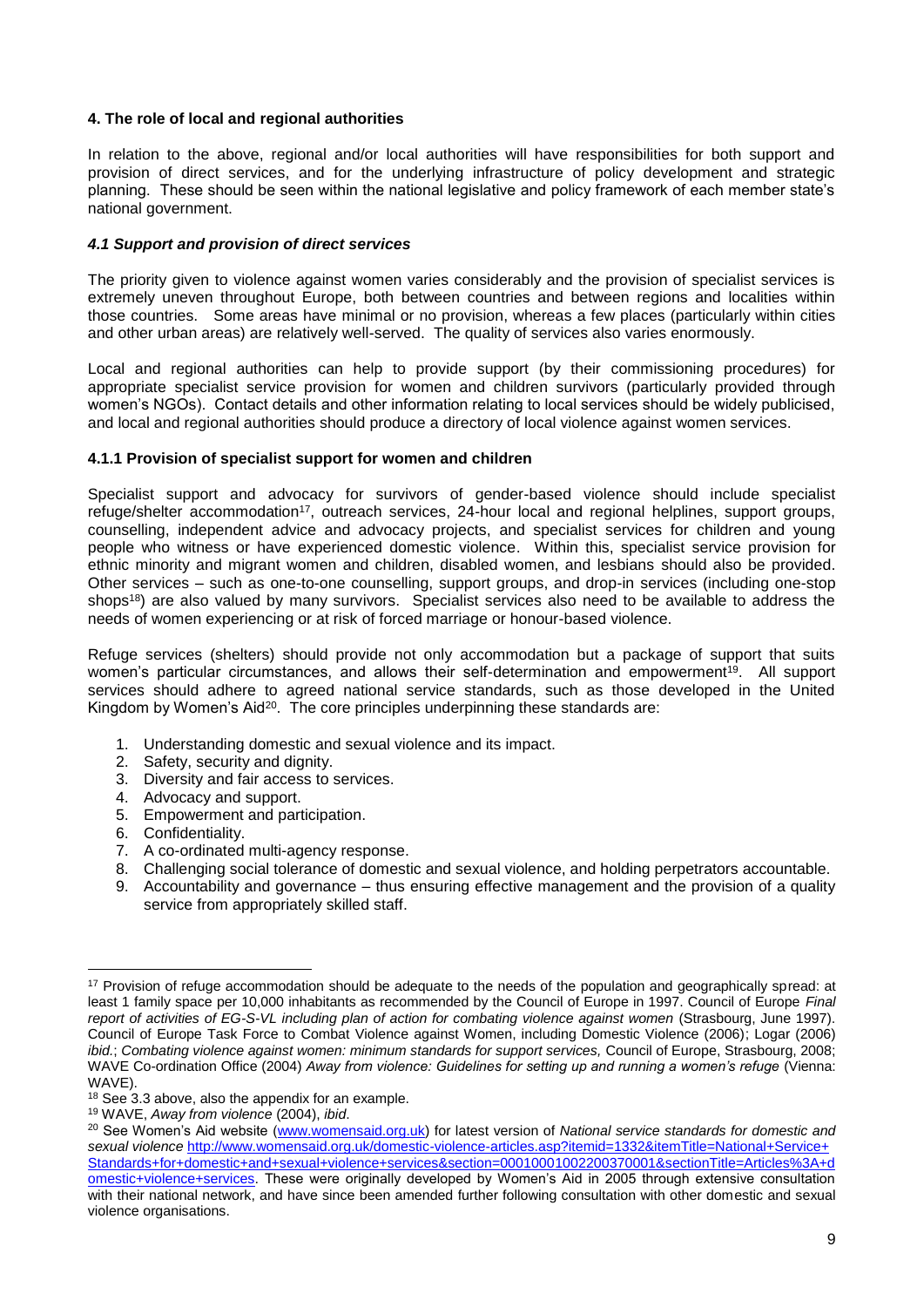## 4. The role of local and regional authorities

In relation to the above, regional and/or local authorities will have responsibilities for both support and provision of direct services, and for the underlying infrastructure of policy development and strategic planning. These should be seen within the national legislative and policy framework of each member state's national government.

### *4.1 Support and provision of direct services*

The priority given to violence against women varies considerably and the provision of specialist services is extremely uneven throughout Europe, both between countries and between regions and localities within those countries. Some areas have minimal or no provision, whereas a few places (particularly within cities and other urban areas) are relatively well-served. The quality of services also varies enormously.

Local and regional authorities can help to provide support (by their commissioning procedures) for appropriate specialist service provision for women and children survivors (particularly provided through women's NGOs). Contact details and other information relating to local services should be widely publicised, and local and regional authorities should produce a directory of local violence against women services.

#### 4.1.1 Provision of specialist support for women and children

Specialist support and advocacy for survivors of gender-based violence should include specialist refuge/shelter accommodation[17], outreach services, 24-hour local and regional helplines, support groups, counselling, independent advice and advocacy projects, and specialist services for children and young people who witness or have experienced domestic violence. Within this, specialist service provision for ethnic minority and migrant women and children, disabled women, and lesbians should also be provided. Other services – such as one-to-one counselling, support groups, and drop-in services (including one-stop shops[18]) are also valued by many survivors. Specialist services also need to be available to address the needs of women experiencing or at risk of forced marriage or honour-based violence.

Refuge services (shelters) should provide not only accommodation but a package of support that suits women's particular circumstances, and allows their self-determination and empowerment[19]. All support services should adhere to agreed national service standards, such as those developed in the United Kingdom by Women's Aid[20]. The core principles underpinning these standards are:

1. Understanding domestic and sexual violence and its impact.
2. Safety, security and dignity.
3. Diversity and fair access to services.
4. Advocacy and support.
5. Empowerment and participation.
6. Confidentiality.
7. A co-ordinated multi-agency response.
8. Challenging social tolerance of domestic and sexual violence, and holding perpetrators accountable.
9. Accountability and governance – thus ensuring effective management and the provision of a quality service from appropriately skilled staff.

---

[17] Provision of refuge accommodation should be adequate to the needs of the population and geographically spread: at least 1 family space per 10,000 inhabitants as recommended by the Council of Europe in 1997. Council of Europe *Final report of activities of EG-S-VL including plan of action for combating violence against women* (Strasbourg, June 1997). Council of Europe Task Force to Combat Violence against Women, including Domestic Violence (2006); Logar (2006) *ibid.*; *Combating violence against women: minimum standards for support services,* Council of Europe, Strasbourg, 2008; WAVE Co-ordination Office (2004) *Away from violence: Guidelines for setting up and running a women's refuge* (Vienna: WAVE).

[18] See 3.3 above, also the appendix for an example.

[19] WAVE, *Away from violence* (2004), *ibid.*

[20] See Women's Aid website (www.womensaid.org.uk) for latest version of *National service standards for domestic and sexual violence* http://www.womensaid.org.uk/domestic-violence-articles.asp?itemid=1332&itemTitle=National+Service+Standards+for+domestic+and+sexual+violence+services&section=00010001002200370001&sectionTitle=Articles%3A+domestic+violence+services. These were originally developed by Women's Aid in 2005 through extensive consultation with their national network, and have since been amended further following consultation with other domestic and sexual violence organisations.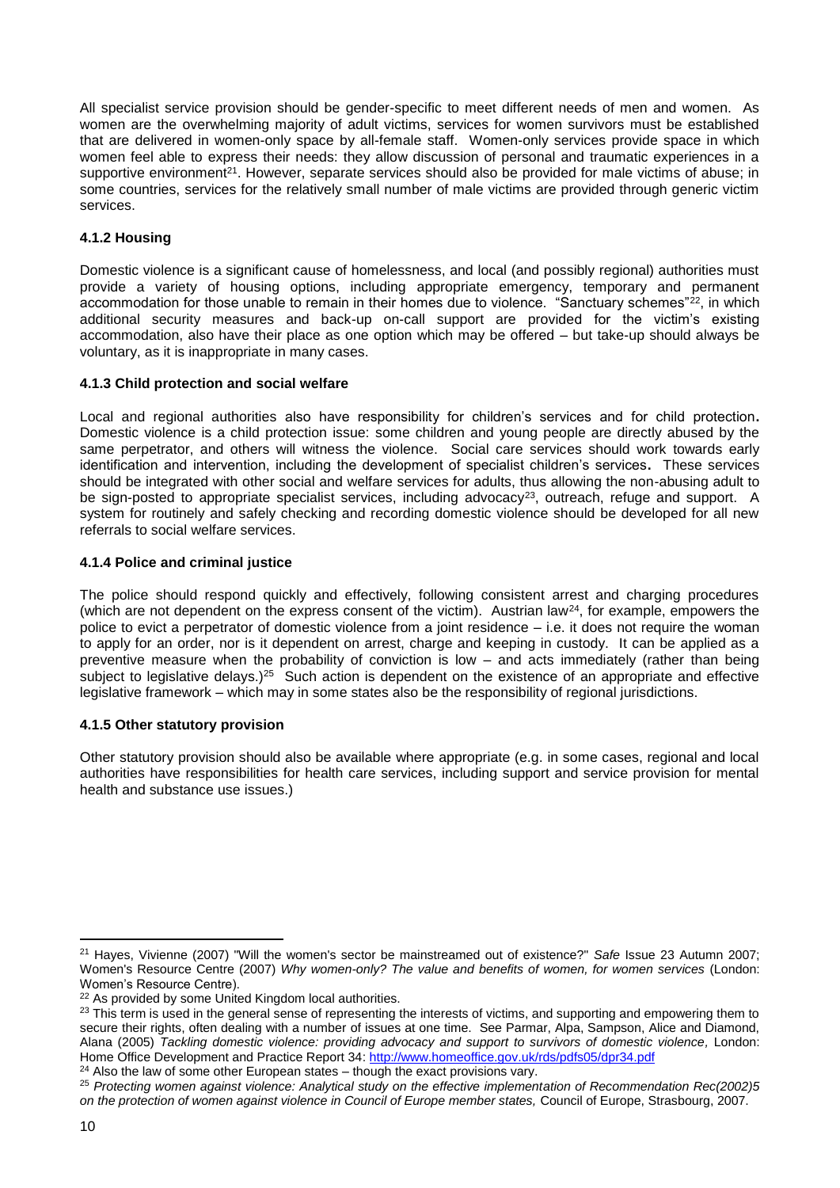All specialist service provision should be gender-specific to meet different needs of men and women. As women are the overwhelming majority of adult victims, services for women survivors must be established that are delivered in women-only space by all-female staff. Women-only services provide space in which women feel able to express their needs: they allow discussion of personal and traumatic experiences in a supportive environment[21]. However, separate services should also be provided for male victims of abuse; in some countries, services for the relatively small number of male victims are provided through generic victim services.

### 4.1.2 Housing

Domestic violence is a significant cause of homelessness, and local (and possibly regional) authorities must provide a variety of housing options, including appropriate emergency, temporary and permanent accommodation for those unable to remain in their homes due to violence. "Sanctuary schemes"[22], in which additional security measures and back-up on-call support are provided for the victim's existing accommodation, also have their place as one option which may be offered – but take-up should always be voluntary, as it is inappropriate in many cases.

### 4.1.3 Child protection and social welfare

Local and regional authorities also have responsibility for children's services and for child protection**.** Domestic violence is a child protection issue: some children and young people are directly abused by the same perpetrator, and others will witness the violence. Social care services should work towards early identification and intervention, including the development of specialist children's services**.** These services should be integrated with other social and welfare services for adults, thus allowing the non-abusing adult to be sign-posted to appropriate specialist services, including advocacy[23], outreach, refuge and support. A system for routinely and safely checking and recording domestic violence should be developed for all new referrals to social welfare services.

### 4.1.4 Police and criminal justice

The police should respond quickly and effectively, following consistent arrest and charging procedures (which are not dependent on the express consent of the victim). Austrian law[24], for example, empowers the police to evict a perpetrator of domestic violence from a joint residence – i.e. it does not require the woman to apply for an order, nor is it dependent on arrest, charge and keeping in custody. It can be applied as a preventive measure when the probability of conviction is low – and acts immediately (rather than being subject to legislative delays.)[25] Such action is dependent on the existence of an appropriate and effective legislative framework – which may in some states also be the responsibility of regional jurisdictions.

### 4.1.5 Other statutory provision

Other statutory provision should also be available where appropriate (e.g. in some cases, regional and local authorities have responsibilities for health care services, including support and service provision for mental health and substance use issues.)

---

[21] Hayes, Vivienne (2007) "Will the women's sector be mainstreamed out of existence?" *Safe* Issue 23 Autumn 2007; Women's Resource Centre (2007) *Why women-only? The value and benefits of women, for women services* (London: Women's Resource Centre).

[22] As provided by some United Kingdom local authorities.

[23] This term is used in the general sense of representing the interests of victims, and supporting and empowering them to secure their rights, often dealing with a number of issues at one time. See Parmar, Alpa, Sampson, Alice and Diamond, Alana (2005) *Tackling domestic violence: providing advocacy and support to survivors of domestic violence*, London: Home Office Development and Practice Report 34: http://www.homeoffice.gov.uk/rds/pdfs05/dpr34.pdf

[24] Also the law of some other European states – though the exact provisions vary.

[25] *Protecting women against violence: Analytical study on the effective implementation of Recommendation Rec(2002)5 on the protection of women against violence in Council of Europe member states,* Council of Europe, Strasbourg, 2007.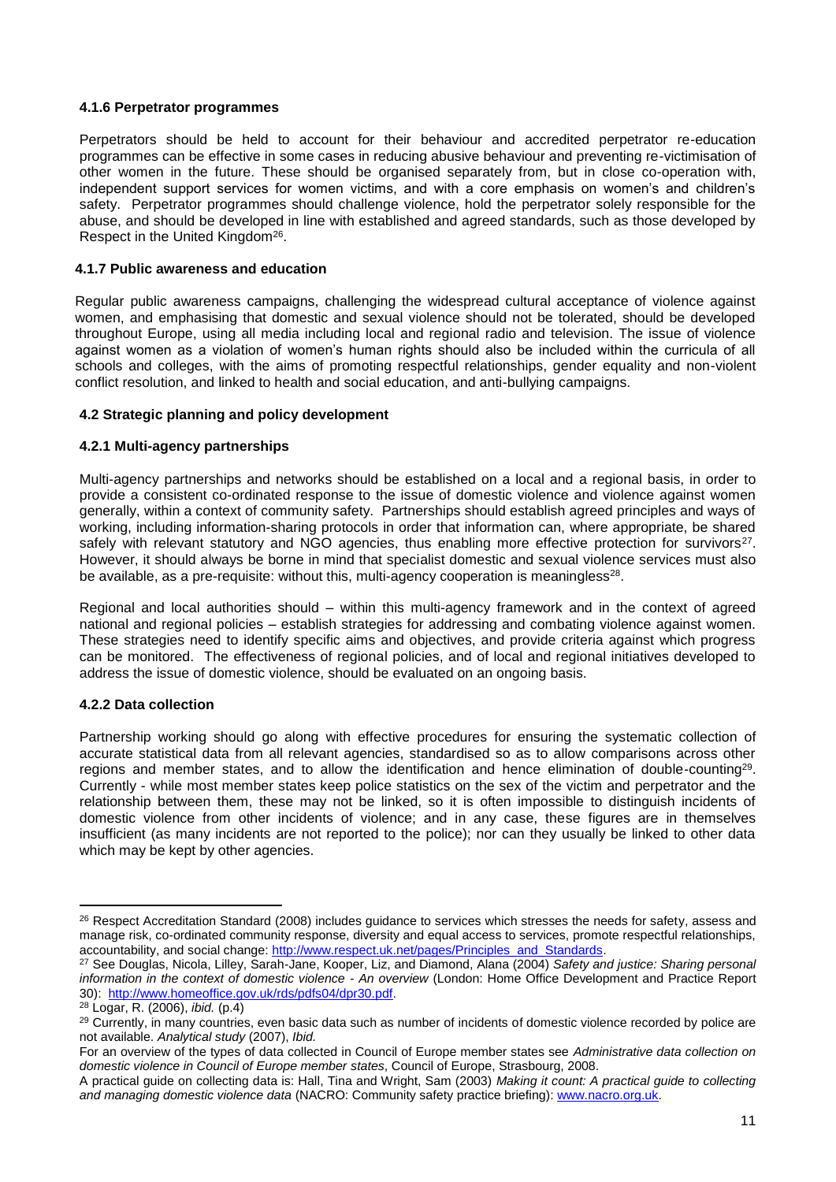#### 4.1.6 Perpetrator programmes

Perpetrators should be held to account for their behaviour and accredited perpetrator re-education programmes can be effective in some cases in reducing abusive behaviour and preventing re-victimisation of other women in the future. These should be organised separately from, but in close co-operation with, independent support services for women victims, and with a core emphasis on women's and children's safety. Perpetrator programmes should challenge violence, hold the perpetrator solely responsible for the abuse, and should be developed in line with established and agreed standards, such as those developed by Respect in the United Kingdom[26].

#### 4.1.7 Public awareness and education

Regular public awareness campaigns, challenging the widespread cultural acceptance of violence against women, and emphasising that domestic and sexual violence should not be tolerated, should be developed throughout Europe, using all media including local and regional radio and television. The issue of violence against women as a violation of women's human rights should also be included within the curricula of all schools and colleges, with the aims of promoting respectful relationships, gender equality and non-violent conflict resolution, and linked to health and social education, and anti-bullying campaigns.

### 4.2 Strategic planning and policy development

#### 4.2.1 Multi-agency partnerships

Multi-agency partnerships and networks should be established on a local and a regional basis, in order to provide a consistent co-ordinated response to the issue of domestic violence and violence against women generally, within a context of community safety. Partnerships should establish agreed principles and ways of working, including information-sharing protocols in order that information can, where appropriate, be shared safely with relevant statutory and NGO agencies, thus enabling more effective protection for survivors[27]. However, it should always be borne in mind that specialist domestic and sexual violence services must also be available, as a pre-requisite: without this, multi-agency cooperation is meaningless[28].

Regional and local authorities should – within this multi-agency framework and in the context of agreed national and regional policies – establish strategies for addressing and combating violence against women. These strategies need to identify specific aims and objectives, and provide criteria against which progress can be monitored. The effectiveness of regional policies, and of local and regional initiatives developed to address the issue of domestic violence, should be evaluated on an ongoing basis.

#### 4.2.2 Data collection

Partnership working should go along with effective procedures for ensuring the systematic collection of accurate statistical data from all relevant agencies, standardised so as to allow comparisons across other regions and member states, and to allow the identification and hence elimination of double-counting[29]. Currently - while most member states keep police statistics on the sex of the victim and perpetrator and the relationship between them, these may not be linked, so it is often impossible to distinguish incidents of domestic violence from other incidents of violence; and in any case, these figures are in themselves insufficient (as many incidents are not reported to the police); nor can they usually be linked to other data which may be kept by other agencies.

---

[26] Respect Accreditation Standard (2008) includes guidance to services which stresses the needs for safety, assess and manage risk, co-ordinated community response, diversity and equal access to services, promote respectful relationships, accountability, and social change: http://www.respect.uk.net/pages/Principles_and_Standards.

[27] See Douglas, Nicola, Lilley, Sarah-Jane, Kooper, Liz, and Diamond, Alana (2004) *Safety and justice: Sharing personal information in the context of domestic violence - An overview* (London: Home Office Development and Practice Report 30): http://www.homeoffice.gov.uk/rds/pdfs04/dpr30.pdf.

[28] Logar, R. (2006), *ibid.* (p.4)

[29] Currently, in many countries, even basic data such as number of incidents of domestic violence recorded by police are not available. *Analytical study* (2007), *Ibid.*

For an overview of the types of data collected in Council of Europe member states see *Administrative data collection on domestic violence in Council of Europe member states*, Council of Europe, Strasbourg, 2008.

A practical guide on collecting data is: Hall, Tina and Wright, Sam (2003) *Making it count: A practical guide to collecting and managing domestic violence data* (NACRO: Community safety practice briefing): www.nacro.org.uk.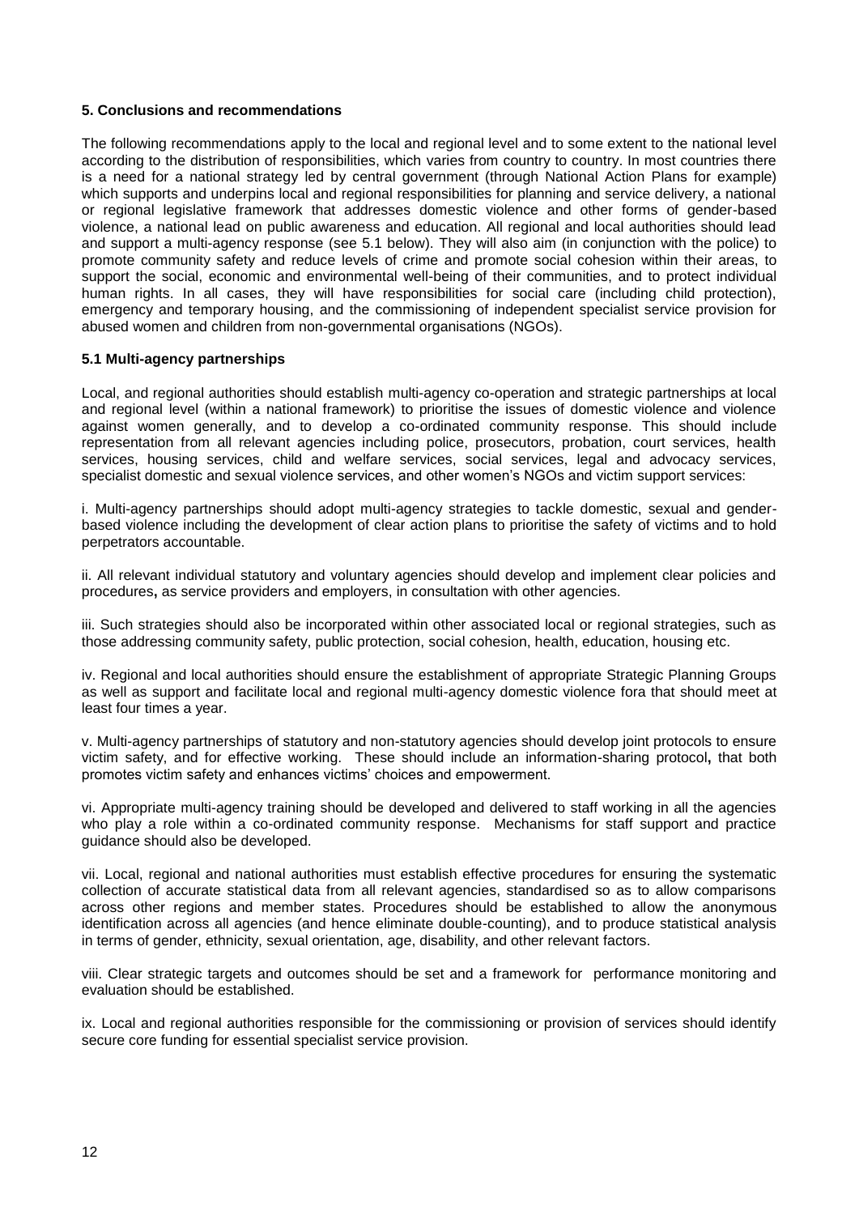## 5. Conclusions and recommendations

The following recommendations apply to the local and regional level and to some extent to the national level according to the distribution of responsibilities, which varies from country to country. In most countries there is a need for a national strategy led by central government (through National Action Plans for example) which supports and underpins local and regional responsibilities for planning and service delivery, a national or regional legislative framework that addresses domestic violence and other forms of gender-based violence, a national lead on public awareness and education. All regional and local authorities should lead and support a multi-agency response (see 5.1 below). They will also aim (in conjunction with the police) to promote community safety and reduce levels of crime and promote social cohesion within their areas, to support the social, economic and environmental well-being of their communities, and to protect individual human rights. In all cases, they will have responsibilities for social care (including child protection), emergency and temporary housing, and the commissioning of independent specialist service provision for abused women and children from non-governmental organisations (NGOs).

### 5.1 Multi-agency partnerships

Local, and regional authorities should establish multi-agency co-operation and strategic partnerships at local and regional level (within a national framework) to prioritise the issues of domestic violence and violence against women generally, and to develop a co-ordinated community response. This should include representation from all relevant agencies including police, prosecutors, probation, court services, health services, housing services, child and welfare services, social services, legal and advocacy services, specialist domestic and sexual violence services, and other women's NGOs and victim support services:

i. Multi-agency partnerships should adopt multi-agency strategies to tackle domestic, sexual and gender-based violence including the development of clear action plans to prioritise the safety of victims and to hold perpetrators accountable.

ii. All relevant individual statutory and voluntary agencies should develop and implement clear policies and procedures**,** as service providers and employers, in consultation with other agencies.

iii. Such strategies should also be incorporated within other associated local or regional strategies, such as those addressing community safety, public protection, social cohesion, health, education, housing etc.

iv. Regional and local authorities should ensure the establishment of appropriate Strategic Planning Groups as well as support and facilitate local and regional multi-agency domestic violence fora that should meet at least four times a year.

v. Multi-agency partnerships of statutory and non-statutory agencies should develop joint protocols to ensure victim safety, and for effective working. These should include an information-sharing protocol**,** that both promotes victim safety and enhances victims' choices and empowerment.

vi. Appropriate multi-agency training should be developed and delivered to staff working in all the agencies who play a role within a co-ordinated community response. Mechanisms for staff support and practice guidance should also be developed.

vii. Local, regional and national authorities must establish effective procedures for ensuring the systematic collection of accurate statistical data from all relevant agencies, standardised so as to allow comparisons across other regions and member states. Procedures should be established to allow the anonymous identification across all agencies (and hence eliminate double-counting), and to produce statistical analysis in terms of gender, ethnicity, sexual orientation, age, disability, and other relevant factors.

viii. Clear strategic targets and outcomes should be set and a framework for performance monitoring and evaluation should be established.

ix. Local and regional authorities responsible for the commissioning or provision of services should identify secure core funding for essential specialist service provision.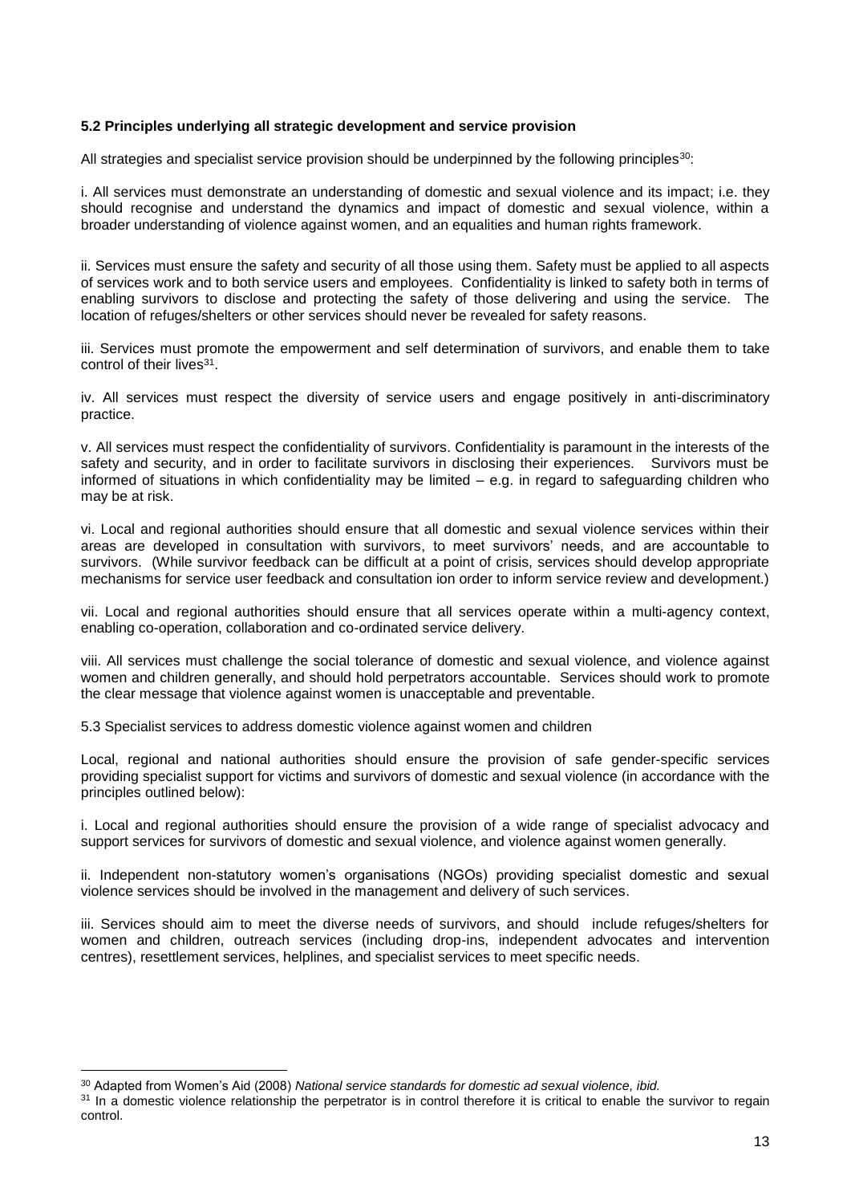### 5.2 Principles underlying all strategic development and service provision

All strategies and specialist service provision should be underpinned by the following principles[30]:

i. All services must demonstrate an understanding of domestic and sexual violence and its impact; i.e. they should recognise and understand the dynamics and impact of domestic and sexual violence, within a broader understanding of violence against women, and an equalities and human rights framework.

ii. Services must ensure the safety and security of all those using them. Safety must be applied to all aspects of services work and to both service users and employees. Confidentiality is linked to safety both in terms of enabling survivors to disclose and protecting the safety of those delivering and using the service. The location of refuges/shelters or other services should never be revealed for safety reasons.

iii. Services must promote the empowerment and self determination of survivors, and enable them to take control of their lives[31].

iv. All services must respect the diversity of service users and engage positively in anti-discriminatory practice.

v. All services must respect the confidentiality of survivors. Confidentiality is paramount in the interests of the safety and security, and in order to facilitate survivors in disclosing their experiences. Survivors must be informed of situations in which confidentiality may be limited – e.g. in regard to safeguarding children who may be at risk.

vi. Local and regional authorities should ensure that all domestic and sexual violence services within their areas are developed in consultation with survivors, to meet survivors' needs, and are accountable to survivors. (While survivor feedback can be difficult at a point of crisis, services should develop appropriate mechanisms for service user feedback and consultation ion order to inform service review and development.)

vii. Local and regional authorities should ensure that all services operate within a multi-agency context, enabling co-operation, collaboration and co-ordinated service delivery.

viii. All services must challenge the social tolerance of domestic and sexual violence, and violence against women and children generally, and should hold perpetrators accountable. Services should work to promote the clear message that violence against women is unacceptable and preventable.

5.3 Specialist services to address domestic violence against women and children

Local, regional and national authorities should ensure the provision of safe gender-specific services providing specialist support for victims and survivors of domestic and sexual violence (in accordance with the principles outlined below):

i. Local and regional authorities should ensure the provision of a wide range of specialist advocacy and support services for survivors of domestic and sexual violence, and violence against women generally.

ii. Independent non-statutory women's organisations (NGOs) providing specialist domestic and sexual violence services should be involved in the management and delivery of such services.

iii. Services should aim to meet the diverse needs of survivors, and should include refuges/shelters for women and children, outreach services (including drop-ins, independent advocates and intervention centres), resettlement services, helplines, and specialist services to meet specific needs.

---

[30] Adapted from Women's Aid (2008) *National service standards for domestic ad sexual violence, ibid.*

[31] In a domestic violence relationship the perpetrator is in control therefore it is critical to enable the survivor to regain control.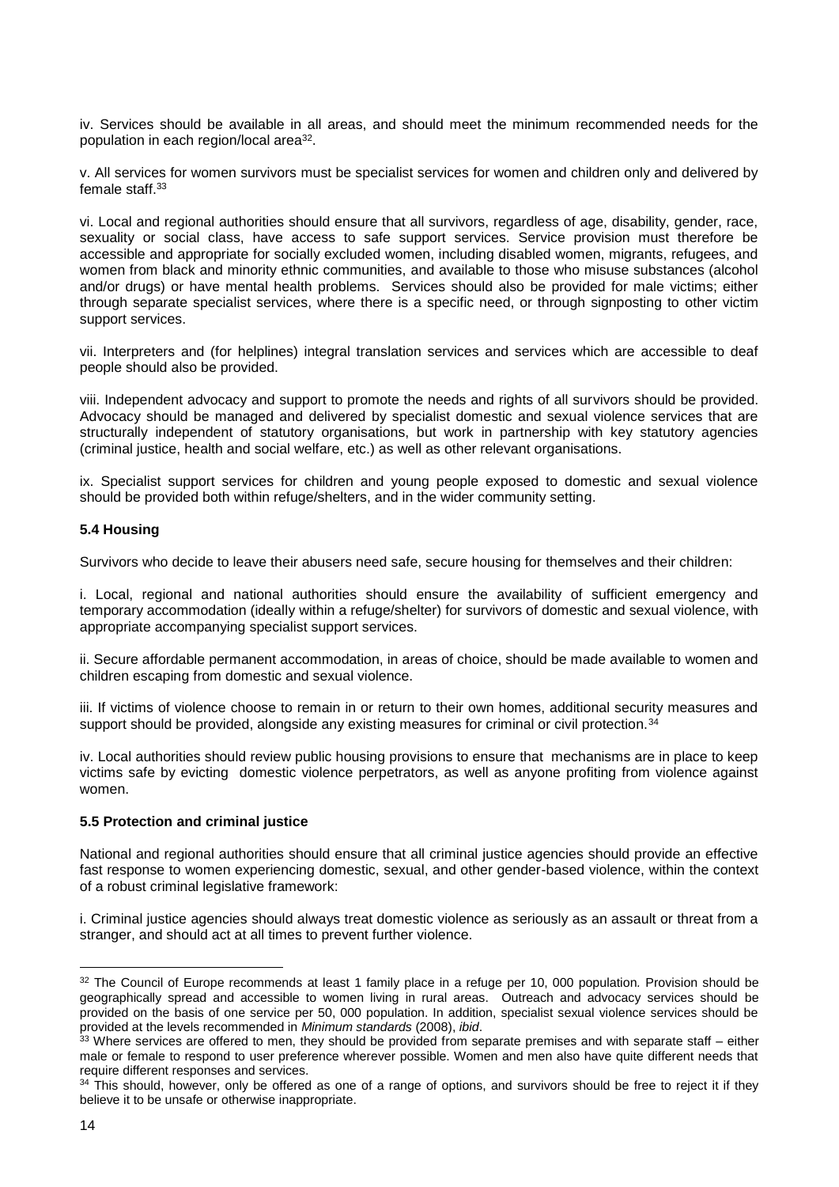iv. Services should be available in all areas, and should meet the minimum recommended needs for the population in each region/local area[32].

v. All services for women survivors must be specialist services for women and children only and delivered by female staff.[33]

vi. Local and regional authorities should ensure that all survivors, regardless of age, disability, gender, race, sexuality or social class, have access to safe support services. Service provision must therefore be accessible and appropriate for socially excluded women, including disabled women, migrants, refugees, and women from black and minority ethnic communities, and available to those who misuse substances (alcohol and/or drugs) or have mental health problems. Services should also be provided for male victims; either through separate specialist services, where there is a specific need, or through signposting to other victim support services.

vii. Interpreters and (for helplines) integral translation services and services which are accessible to deaf people should also be provided.

viii. Independent advocacy and support to promote the needs and rights of all survivors should be provided. Advocacy should be managed and delivered by specialist domestic and sexual violence services that are structurally independent of statutory organisations, but work in partnership with key statutory agencies (criminal justice, health and social welfare, etc.) as well as other relevant organisations.

ix. Specialist support services for children and young people exposed to domestic and sexual violence should be provided both within refuge/shelters, and in the wider community setting.

**5.4 Housing**

Survivors who decide to leave their abusers need safe, secure housing for themselves and their children:

i. Local, regional and national authorities should ensure the availability of sufficient emergency and temporary accommodation (ideally within a refuge/shelter) for survivors of domestic and sexual violence, with appropriate accompanying specialist support services.

ii. Secure affordable permanent accommodation, in areas of choice, should be made available to women and children escaping from domestic and sexual violence.

iii. If victims of violence choose to remain in or return to their own homes, additional security measures and support should be provided, alongside any existing measures for criminal or civil protection.[34]

iv. Local authorities should review public housing provisions to ensure that mechanisms are in place to keep victims safe by evicting domestic violence perpetrators, as well as anyone profiting from violence against women.

**5.5 Protection and criminal justice**

National and regional authorities should ensure that all criminal justice agencies should provide an effective fast response to women experiencing domestic, sexual, and other gender-based violence, within the context of a robust criminal legislative framework:

i. Criminal justice agencies should always treat domestic violence as seriously as an assault or threat from a stranger, and should act at all times to prevent further violence.

---

[32] The Council of Europe recommends at least 1 family place in a refuge per 10, 000 population. Provision should be geographically spread and accessible to women living in rural areas. Outreach and advocacy services should be provided on the basis of one service per 50, 000 population. In addition, specialist sexual violence services should be provided at the levels recommended in *Minimum standards* (2008), *ibid*.

[33] Where services are offered to men, they should be provided from separate premises and with separate staff – either male or female to respond to user preference wherever possible. Women and men also have quite different needs that require different responses and services.

[34] This should, however, only be offered as one of a range of options, and survivors should be free to reject it if they believe it to be unsafe or otherwise inappropriate.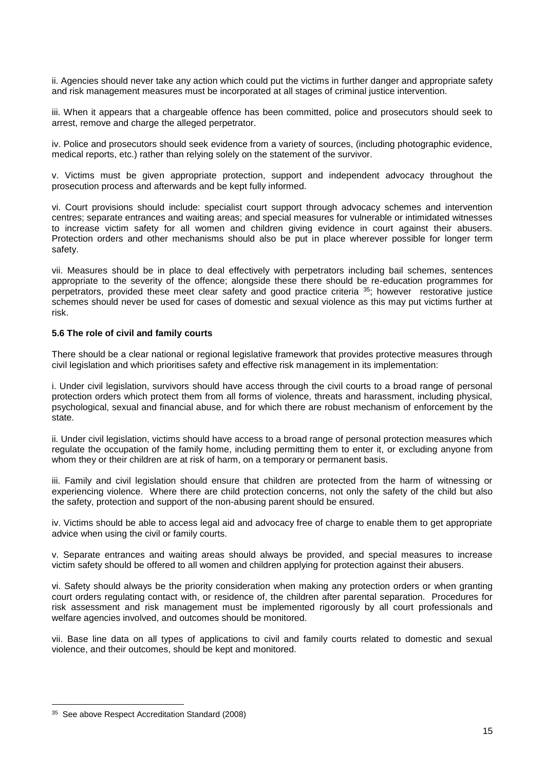ii. Agencies should never take any action which could put the victims in further danger and appropriate safety and risk management measures must be incorporated at all stages of criminal justice intervention.

iii. When it appears that a chargeable offence has been committed, police and prosecutors should seek to arrest, remove and charge the alleged perpetrator.

iv. Police and prosecutors should seek evidence from a variety of sources, (including photographic evidence, medical reports, etc.) rather than relying solely on the statement of the survivor.

v. Victims must be given appropriate protection, support and independent advocacy throughout the prosecution process and afterwards and be kept fully informed.

vi. Court provisions should include: specialist court support through advocacy schemes and intervention centres; separate entrances and waiting areas; and special measures for vulnerable or intimidated witnesses to increase victim safety for all women and children giving evidence in court against their abusers. Protection orders and other mechanisms should also be put in place wherever possible for longer term safety.

vii. Measures should be in place to deal effectively with perpetrators including bail schemes, sentences appropriate to the severity of the offence; alongside these there should be re-education programmes for perpetrators, provided these meet clear safety and good practice criteria [35]; however restorative justice schemes should never be used for cases of domestic and sexual violence as this may put victims further at risk.

### 5.6 The role of civil and family courts

There should be a clear national or regional legislative framework that provides protective measures through civil legislation and which prioritises safety and effective risk management in its implementation:

i. Under civil legislation, survivors should have access through the civil courts to a broad range of personal protection orders which protect them from all forms of violence, threats and harassment, including physical, psychological, sexual and financial abuse, and for which there are robust mechanism of enforcement by the state.

ii. Under civil legislation, victims should have access to a broad range of personal protection measures which regulate the occupation of the family home, including permitting them to enter it, or excluding anyone from whom they or their children are at risk of harm, on a temporary or permanent basis.

iii. Family and civil legislation should ensure that children are protected from the harm of witnessing or experiencing violence. Where there are child protection concerns, not only the safety of the child but also the safety, protection and support of the non-abusing parent should be ensured.

iv. Victims should be able to access legal aid and advocacy free of charge to enable them to get appropriate advice when using the civil or family courts.

v. Separate entrances and waiting areas should always be provided, and special measures to increase victim safety should be offered to all women and children applying for protection against their abusers.

vi. Safety should always be the priority consideration when making any protection orders or when granting court orders regulating contact with, or residence of, the children after parental separation. Procedures for risk assessment and risk management must be implemented rigorously by all court professionals and welfare agencies involved, and outcomes should be monitored.

vii. Base line data on all types of applications to civil and family courts related to domestic and sexual violence, and their outcomes, should be kept and monitored.

---

[35] See above Respect Accreditation Standard (2008)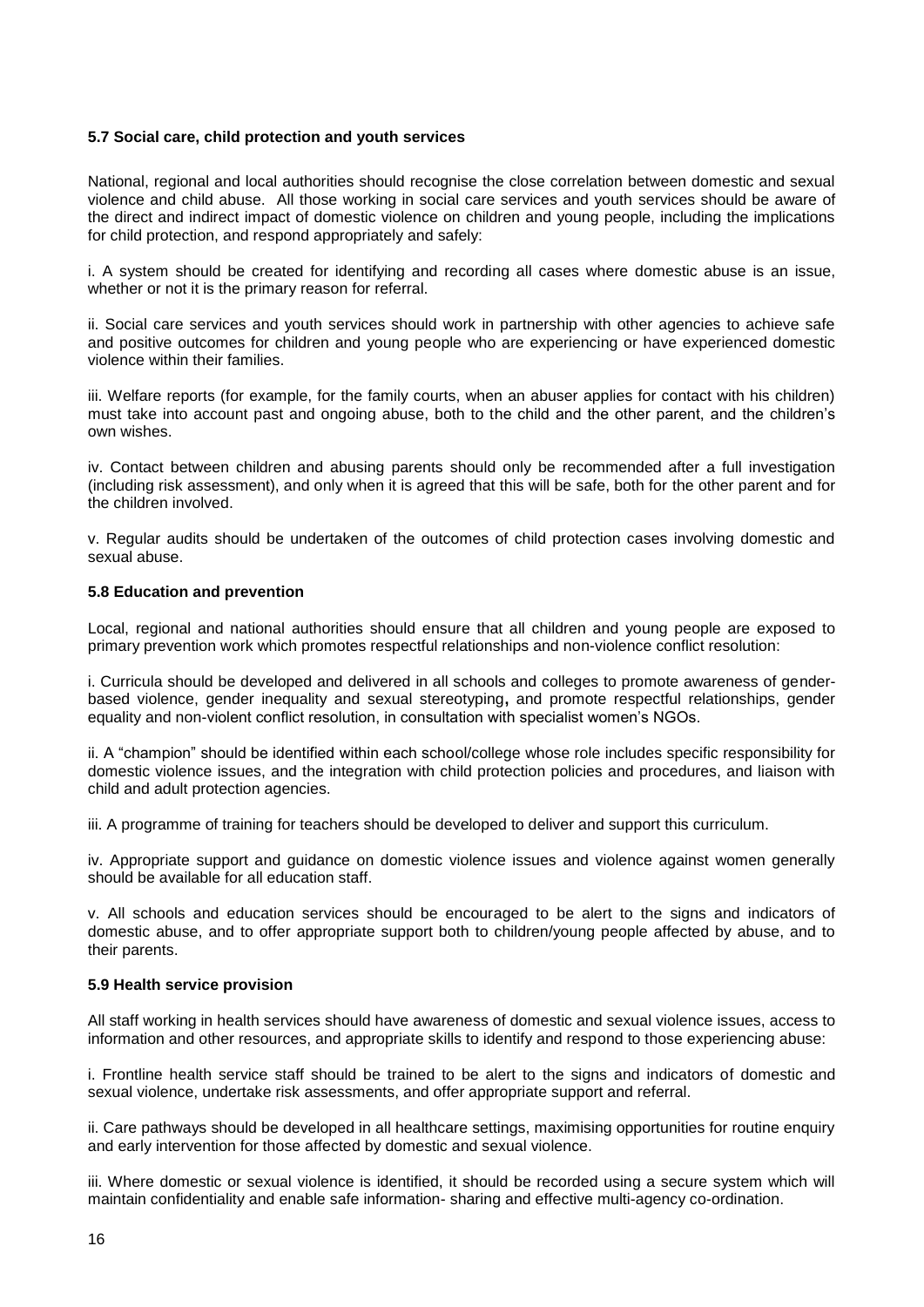### 5.7 Social care, child protection and youth services

National, regional and local authorities should recognise the close correlation between domestic and sexual violence and child abuse. All those working in social care services and youth services should be aware of the direct and indirect impact of domestic violence on children and young people, including the implications for child protection, and respond appropriately and safely:

i. A system should be created for identifying and recording all cases where domestic abuse is an issue, whether or not it is the primary reason for referral.

ii. Social care services and youth services should work in partnership with other agencies to achieve safe and positive outcomes for children and young people who are experiencing or have experienced domestic violence within their families.

iii. Welfare reports (for example, for the family courts, when an abuser applies for contact with his children) must take into account past and ongoing abuse, both to the child and the other parent, and the children's own wishes.

iv. Contact between children and abusing parents should only be recommended after a full investigation (including risk assessment), and only when it is agreed that this will be safe, both for the other parent and for the children involved.

v. Regular audits should be undertaken of the outcomes of child protection cases involving domestic and sexual abuse.

### 5.8 Education and prevention

Local, regional and national authorities should ensure that all children and young people are exposed to primary prevention work which promotes respectful relationships and non-violence conflict resolution:

i. Curricula should be developed and delivered in all schools and colleges to promote awareness of gender-based violence, gender inequality and sexual stereotyping**,** and promote respectful relationships, gender equality and non-violent conflict resolution, in consultation with specialist women's NGOs.

ii. A "champion" should be identified within each school/college whose role includes specific responsibility for domestic violence issues, and the integration with child protection policies and procedures, and liaison with child and adult protection agencies.

iii. A programme of training for teachers should be developed to deliver and support this curriculum.

iv. Appropriate support and guidance on domestic violence issues and violence against women generally should be available for all education staff.

v. All schools and education services should be encouraged to be alert to the signs and indicators of domestic abuse, and to offer appropriate support both to children/young people affected by abuse, and to their parents.

### 5.9 Health service provision

All staff working in health services should have awareness of domestic and sexual violence issues, access to information and other resources, and appropriate skills to identify and respond to those experiencing abuse:

i. Frontline health service staff should be trained to be alert to the signs and indicators of domestic and sexual violence, undertake risk assessments, and offer appropriate support and referral.

ii. Care pathways should be developed in all healthcare settings, maximising opportunities for routine enquiry and early intervention for those affected by domestic and sexual violence.

iii. Where domestic or sexual violence is identified, it should be recorded using a secure system which will maintain confidentiality and enable safe information- sharing and effective multi-agency co-ordination.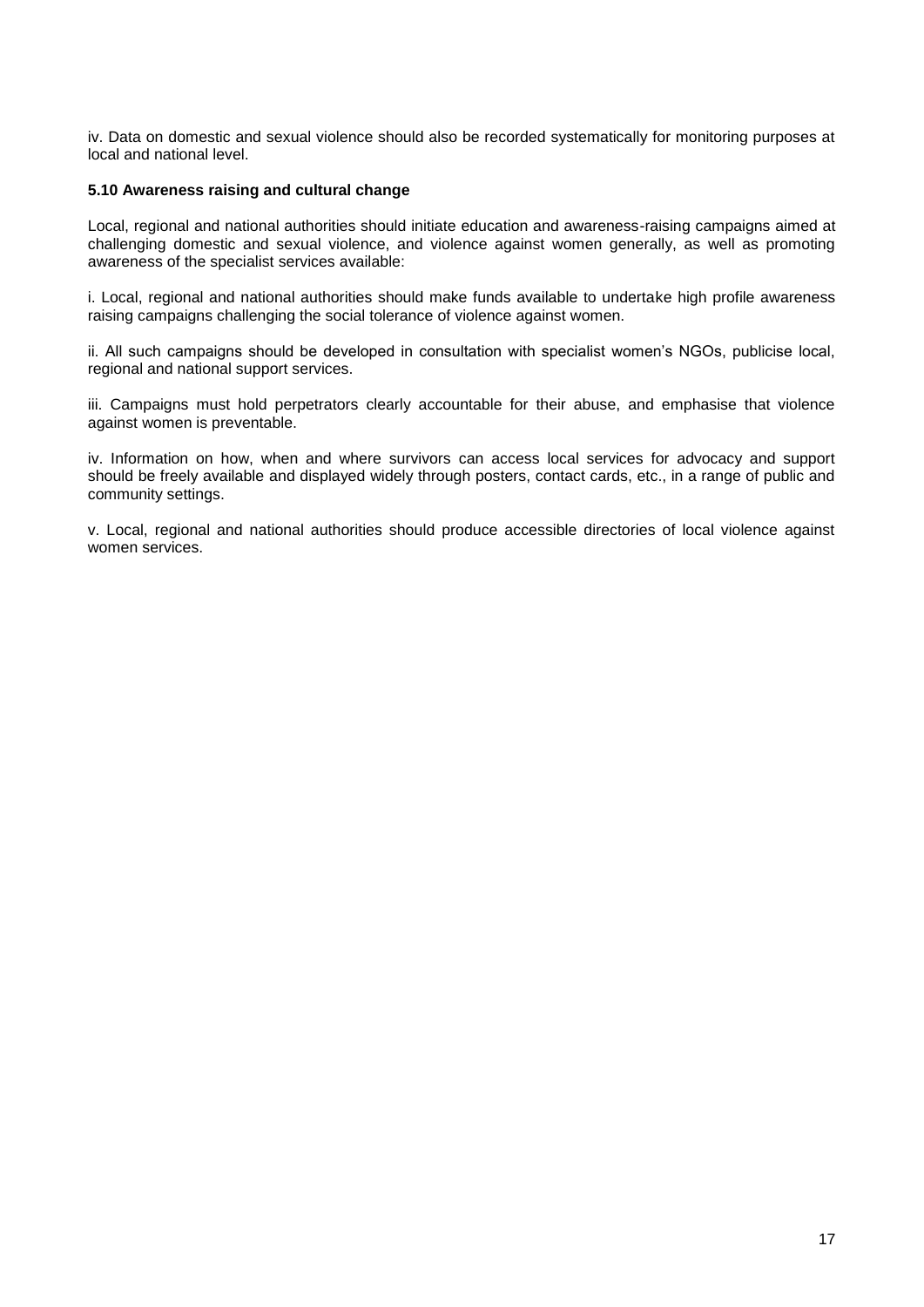iv. Data on domestic and sexual violence should also be recorded systematically for monitoring purposes at local and national level.

**5.10 Awareness raising and cultural change**

Local, regional and national authorities should initiate education and awareness-raising campaigns aimed at challenging domestic and sexual violence, and violence against women generally, as well as promoting awareness of the specialist services available:

i. Local, regional and national authorities should make funds available to undertake high profile awareness raising campaigns challenging the social tolerance of violence against women.

ii. All such campaigns should be developed in consultation with specialist women's NGOs, publicise local, regional and national support services.

iii. Campaigns must hold perpetrators clearly accountable for their abuse, and emphasise that violence against women is preventable.

iv. Information on how, when and where survivors can access local services for advocacy and support should be freely available and displayed widely through posters, contact cards, etc., in a range of public and community settings.

v. Local, regional and national authorities should produce accessible directories of local violence against women services.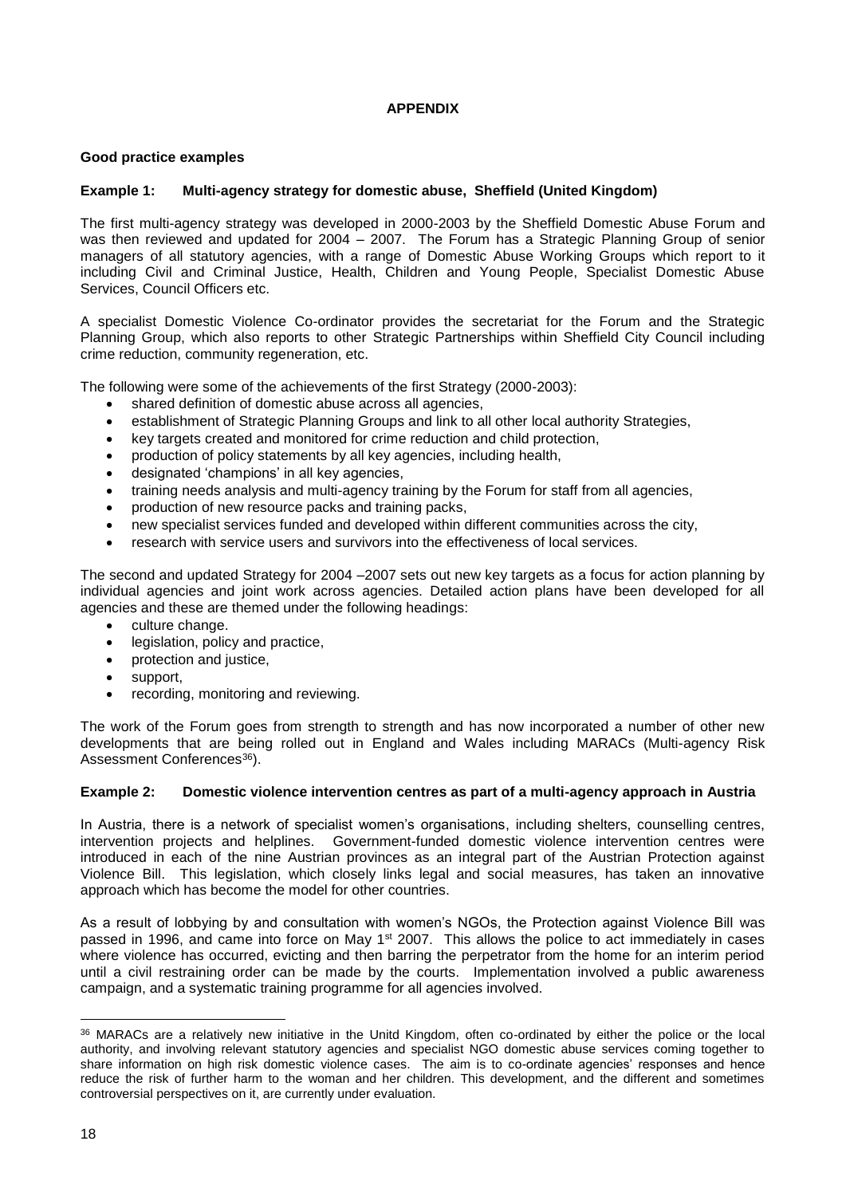# APPENDIX

## Good practice examples

### Example 1: Multi-agency strategy for domestic abuse, Sheffield (United Kingdom)

The first multi-agency strategy was developed in 2000-2003 by the Sheffield Domestic Abuse Forum and was then reviewed and updated for 2004 – 2007. The Forum has a Strategic Planning Group of senior managers of all statutory agencies, with a range of Domestic Abuse Working Groups which report to it including Civil and Criminal Justice, Health, Children and Young People, Specialist Domestic Abuse Services, Council Officers etc.

A specialist Domestic Violence Co-ordinator provides the secretariat for the Forum and the Strategic Planning Group, which also reports to other Strategic Partnerships within Sheffield City Council including crime reduction, community regeneration, etc.

The following were some of the achievements of the first Strategy (2000-2003):

- shared definition of domestic abuse across all agencies,
- establishment of Strategic Planning Groups and link to all other local authority Strategies,
- key targets created and monitored for crime reduction and child protection,
- production of policy statements by all key agencies, including health,
- designated 'champions' in all key agencies,
- training needs analysis and multi-agency training by the Forum for staff from all agencies,
- production of new resource packs and training packs,
- new specialist services funded and developed within different communities across the city,
- research with service users and survivors into the effectiveness of local services.

The second and updated Strategy for 2004 –2007 sets out new key targets as a focus for action planning by individual agencies and joint work across agencies. Detailed action plans have been developed for all agencies and these are themed under the following headings:

- culture change.
- legislation, policy and practice,
- protection and justice,
- support,
- recording, monitoring and reviewing.

The work of the Forum goes from strength to strength and has now incorporated a number of other new developments that are being rolled out in England and Wales including MARACs (Multi-agency Risk Assessment Conferences[36]).

### Example 2: Domestic violence intervention centres as part of a multi-agency approach in Austria

In Austria, there is a network of specialist women's organisations, including shelters, counselling centres, intervention projects and helplines. Government-funded domestic violence intervention centres were introduced in each of the nine Austrian provinces as an integral part of the Austrian Protection against Violence Bill. This legislation, which closely links legal and social measures, has taken an innovative approach which has become the model for other countries.

As a result of lobbying by and consultation with women's NGOs, the Protection against Violence Bill was passed in 1996, and came into force on May 1st 2007. This allows the police to act immediately in cases where violence has occurred, evicting and then barring the perpetrator from the home for an interim period until a civil restraining order can be made by the courts. Implementation involved a public awareness campaign, and a systematic training programme for all agencies involved.

---

[36] MARACs are a relatively new initiative in the Unitd Kingdom, often co-ordinated by either the police or the local authority, and involving relevant statutory agencies and specialist NGO domestic abuse services coming together to share information on high risk domestic violence cases. The aim is to co-ordinate agencies' responses and hence reduce the risk of further harm to the woman and her children. This development, and the different and sometimes controversial perspectives on it, are currently under evaluation.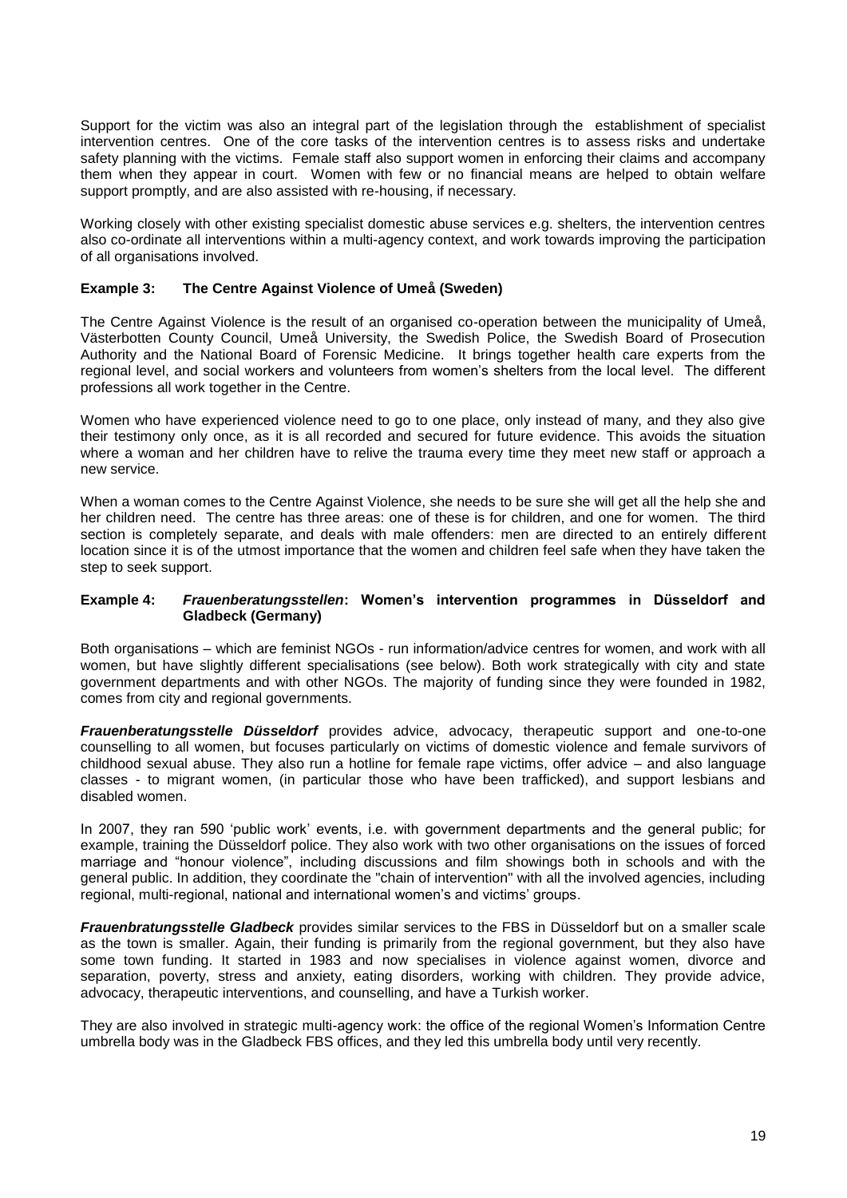Support for the victim was also an integral part of the legislation through the establishment of specialist intervention centres. One of the core tasks of the intervention centres is to assess risks and undertake safety planning with the victims. Female staff also support women in enforcing their claims and accompany them when they appear in court. Women with few or no financial means are helped to obtain welfare support promptly, and are also assisted with re-housing, if necessary.

Working closely with other existing specialist domestic abuse services e.g. shelters, the intervention centres also co-ordinate all interventions within a multi-agency context, and work towards improving the participation of all organisations involved.

### Example 3: The Centre Against Violence of Umeå (Sweden)

The Centre Against Violence is the result of an organised co-operation between the municipality of Umeå, Västerbotten County Council, Umeå University, the Swedish Police, the Swedish Board of Prosecution Authority and the National Board of Forensic Medicine. It brings together health care experts from the regional level, and social workers and volunteers from women's shelters from the local level. The different professions all work together in the Centre.

Women who have experienced violence need to go to one place, only instead of many, and they also give their testimony only once, as it is all recorded and secured for future evidence. This avoids the situation where a woman and her children have to relive the trauma every time they meet new staff or approach a new service.

When a woman comes to the Centre Against Violence, she needs to be sure she will get all the help she and her children need. The centre has three areas: one of these is for children, and one for women. The third section is completely separate, and deals with male offenders: men are directed to an entirely different location since it is of the utmost importance that the women and children feel safe when they have taken the step to seek support.

### Example 4: *Frauenberatungsstellen*: Women's intervention programmes in Düsseldorf and Gladbeck (Germany)

Both organisations – which are feminist NGOs - run information/advice centres for women, and work with all women, but have slightly different specialisations (see below). Both work strategically with city and state government departments and with other NGOs. The majority of funding since they were founded in 1982, comes from city and regional governments.

***Frauenberatungsstelle Düsseldorf*** provides advice, advocacy, therapeutic support and one-to-one counselling to all women, but focuses particularly on victims of domestic violence and female survivors of childhood sexual abuse. They also run a hotline for female rape victims, offer advice – and also language classes - to migrant women, (in particular those who have been trafficked), and support lesbians and disabled women.

In 2007, they ran 590 'public work' events, i.e. with government departments and the general public; for example, training the Düsseldorf police. They also work with two other organisations on the issues of forced marriage and "honour violence", including discussions and film showings both in schools and with the general public. In addition, they coordinate the "chain of intervention" with all the involved agencies, including regional, multi-regional, national and international women's and victims' groups.

***Frauenbratungsstelle Gladbeck*** provides similar services to the FBS in Düsseldorf but on a smaller scale as the town is smaller. Again, their funding is primarily from the regional government, but they also have some town funding. It started in 1983 and now specialises in violence against women, divorce and separation, poverty, stress and anxiety, eating disorders, working with children. They provide advice, advocacy, therapeutic interventions, and counselling, and have a Turkish worker.

They are also involved in strategic multi-agency work: the office of the regional Women's Information Centre umbrella body was in the Gladbeck FBS offices, and they led this umbrella body until very recently.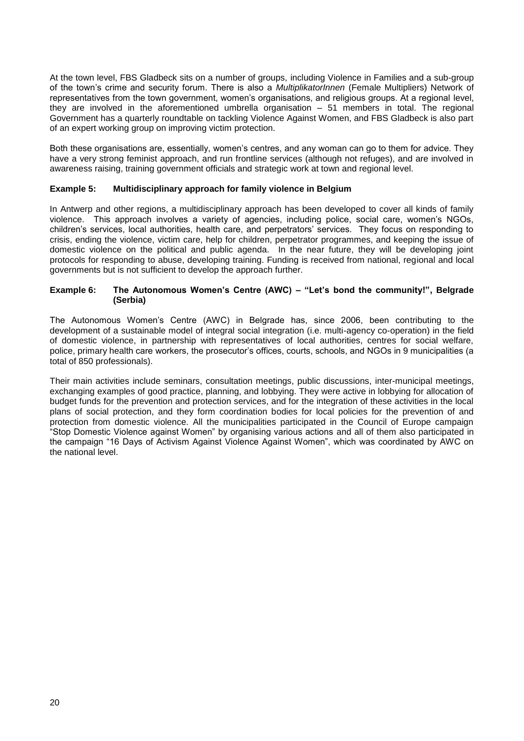At the town level, FBS Gladbeck sits on a number of groups, including Violence in Families and a sub-group of the town's crime and security forum. There is also a *MultiplikatorInnen* (Female Multipliers) Network of representatives from the town government, women's organisations, and religious groups. At a regional level, they are involved in the aforementioned umbrella organisation – 51 members in total. The regional Government has a quarterly roundtable on tackling Violence Against Women, and FBS Gladbeck is also part of an expert working group on improving victim protection.

Both these organisations are, essentially, women's centres, and any woman can go to them for advice. They have a very strong feminist approach, and run frontline services (although not refuges), and are involved in awareness raising, training government officials and strategic work at town and regional level.

**Example 5: Multidisciplinary approach for family violence in Belgium**

In Antwerp and other regions, a multidisciplinary approach has been developed to cover all kinds of family violence. This approach involves a variety of agencies, including police, social care, women's NGOs, children's services, local authorities, health care, and perpetrators' services. They focus on responding to crisis, ending the violence, victim care, help for children, perpetrator programmes, and keeping the issue of domestic violence on the political and public agenda. In the near future, they will be developing joint protocols for responding to abuse, developing training. Funding is received from national, regional and local governments but is not sufficient to develop the approach further.

**Example 6: The Autonomous Women's Centre (AWC) – "Let's bond the community!", Belgrade (Serbia)**

The Autonomous Women's Centre (AWC) in Belgrade has, since 2006, been contributing to the development of a sustainable model of integral social integration (i.e. multi-agency co-operation) in the field of domestic violence, in partnership with representatives of local authorities, centres for social welfare, police, primary health care workers, the prosecutor's offices, courts, schools, and NGOs in 9 municipalities (a total of 850 professionals).

Their main activities include seminars, consultation meetings, public discussions, inter-municipal meetings, exchanging examples of good practice, planning, and lobbying. They were active in lobbying for allocation of budget funds for the prevention and protection services, and for the integration of these activities in the local plans of social protection, and they form coordination bodies for local policies for the prevention of and protection from domestic violence. All the municipalities participated in the Council of Europe campaign "Stop Domestic Violence against Women" by organising various actions and all of them also participated in the campaign "16 Days of Activism Against Violence Against Women", which was coordinated by AWC on the national level.